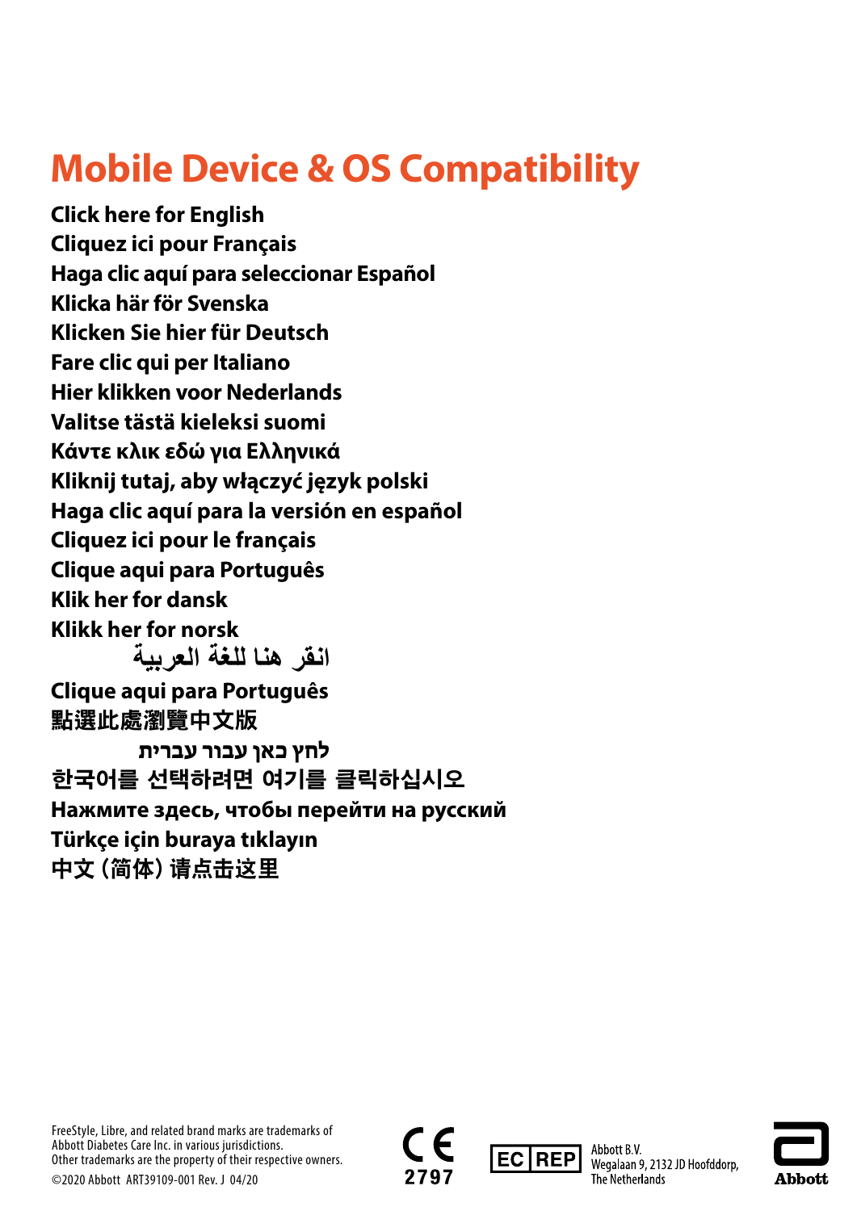# Mobile Device & OS Compatibility

**Click here for English**
**Cliquez ici pour Français**
**Haga clic aquí para seleccionar Español**
**Klicka här för Svenska**
**Klicken Sie hier für Deutsch**
**Fare clic qui per Italiano**
**Hier klikken voor Nederlands**
**Valitse tästä kieleksi suomi**
**Κάντε κλικ εδώ για Ελληνικά**
**Kliknij tutaj, aby włączyć język polski**
**Haga clic aquí para la versión en español**
**Cliquez ici pour le français**
**Clique aqui para Português**
**Klik her for dansk**
**Klikk her for norsk**
**انقر هنا للغة العربية**
**Clique aqui para Português**
**點選此處瀏覽中文版**
**לחץ כאן עבור עברית**
**한국어를 선택하려면 여기를 클릭하십시오**
**Нажмите здесь, чтобы перейти на русский**
**Türkçe için buraya tıklayın**
**中文（简体）请点击这里**

FreeStyle, Libre, and related brand marks are trademarks of Abbott Diabetes Care Inc. in various jurisdictions. Other trademarks are the property of their respective owners.
©2020 Abbott ART39109-001 Rev. J 04/20

CE 2797

EC REP Abbott B.V. Wegalaan 9, 2132 JD Hoofddorp, The Netherlands

Abbott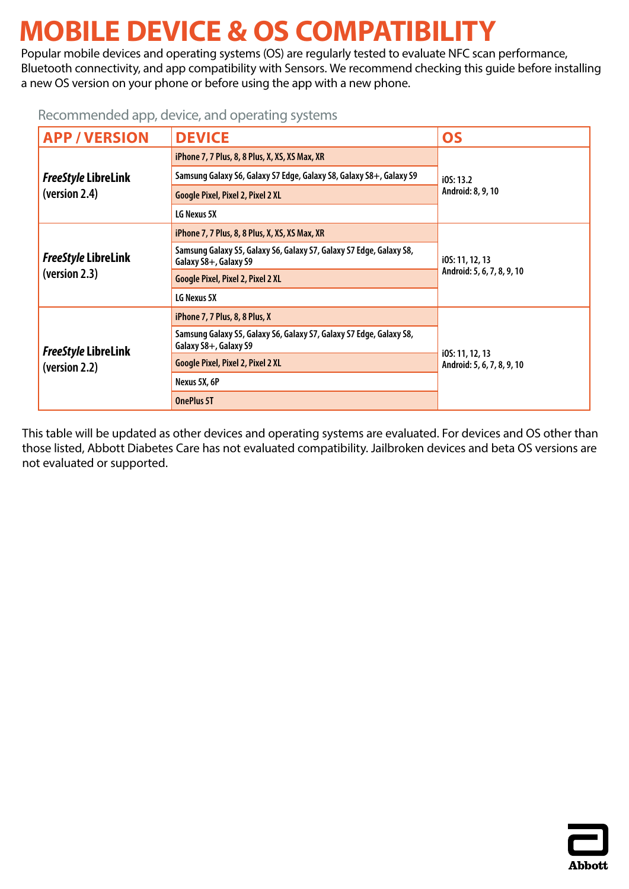# MOBILE DEVICE & OS COMPATIBILITY

Popular mobile devices and operating systems (OS) are regularly tested to evaluate NFC scan performance, Bluetooth connectivity, and app compatibility with Sensors. We recommend checking this guide before installing a new OS version on your phone or before using the app with a new phone.

Recommended app, device, and operating systems

| APP / VERSION | DEVICE | OS |
|---|---|---|
| ***FreeStyle* LibreLink (version 2.4)** | iPhone 7, 7 Plus, 8, 8 Plus, X, XS, XS Max, XR | iOS: 13.2<br>Android: 8, 9, 10 |
| | Samsung Galaxy S6, Galaxy S7 Edge, Galaxy S8, Galaxy S8+, Galaxy S9 | |
| | Google Pixel, Pixel 2, Pixel 2 XL | |
| | LG Nexus 5X | |
| ***FreeStyle* LibreLink (version 2.3)** | iPhone 7, 7 Plus, 8, 8 Plus, X, XS, XS Max, XR | iOS: 11, 12, 13<br>Android: 5, 6, 7, 8, 9, 10 |
| | Samsung Galaxy S5, Galaxy S6, Galaxy S7, Galaxy S7 Edge, Galaxy S8, Galaxy S8+, Galaxy S9 | |
| | Google Pixel, Pixel 2, Pixel 2 XL | |
| | LG Nexus 5X | |
| ***FreeStyle* LibreLink (version 2.2)** | iPhone 7, 7 Plus, 8, 8 Plus, X | iOS: 11, 12, 13<br>Android: 5, 6, 7, 8, 9, 10 |
| | Samsung Galaxy S5, Galaxy S6, Galaxy S7, Galaxy S7 Edge, Galaxy S8, Galaxy S8+, Galaxy S9 | |
| | Google Pixel, Pixel 2, Pixel 2 XL | |
| | Nexus 5X, 6P | |
| | OnePlus 5T | |

This table will be updated as other devices and operating systems are evaluated. For devices and OS other than those listed, Abbott Diabetes Care has not evaluated compatibility. Jailbroken devices and beta OS versions are not evaluated or supported.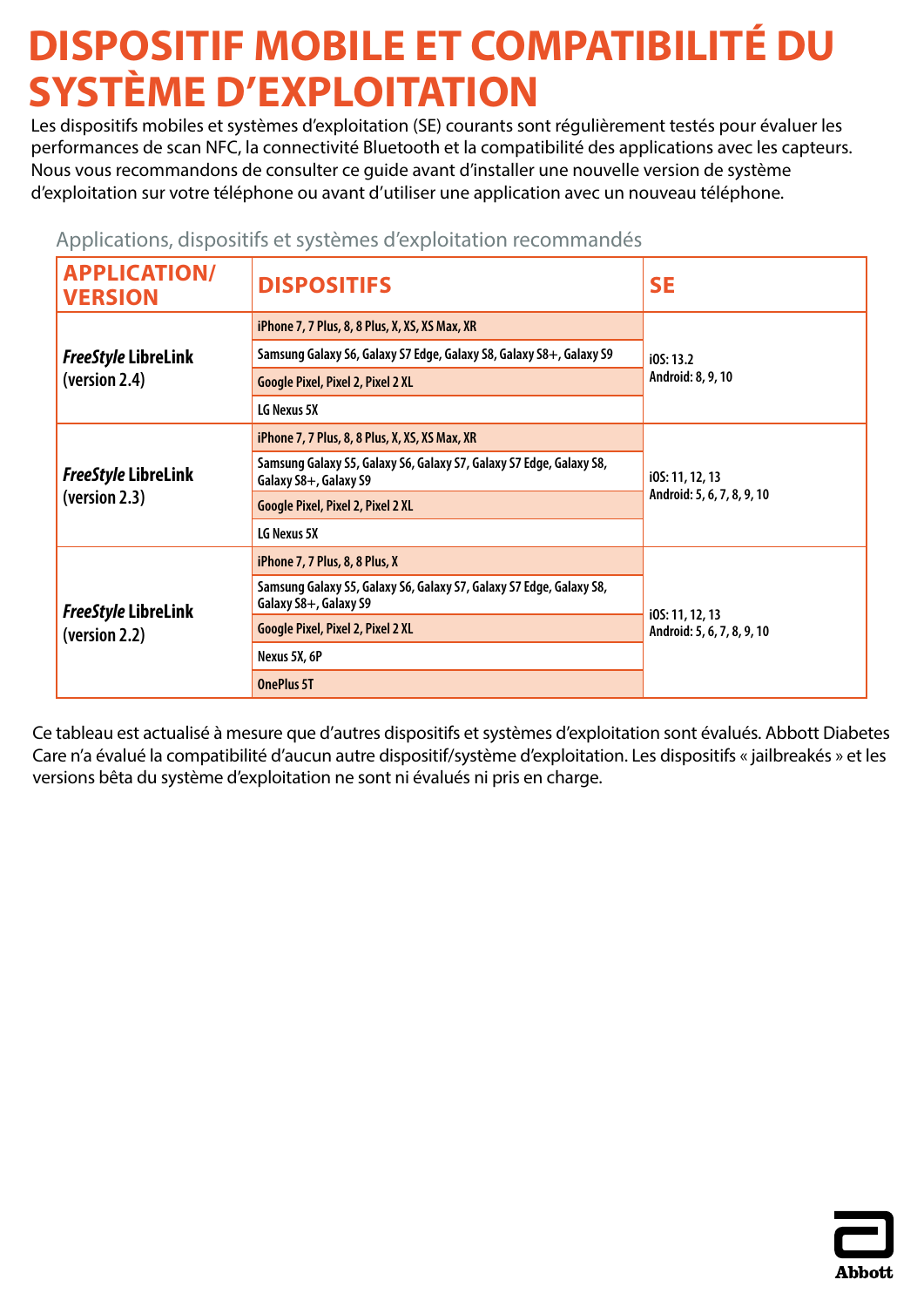# DISPOSITIF MOBILE ET COMPATIBILITÉ DU SYSTÈME D'EXPLOITATION

Les dispositifs mobiles et systèmes d'exploitation (SE) courants sont régulièrement testés pour évaluer les performances de scan NFC, la connectivité Bluetooth et la compatibilité des applications avec les capteurs. Nous vous recommandons de consulter ce guide avant d'installer une nouvelle version de système d'exploitation sur votre téléphone ou avant d'utiliser une application avec un nouveau téléphone.

Applications, dispositifs et systèmes d'exploitation recommandés

| APPLICATION/ VERSION | DISPOSITIFS | SE |
|---|---|---|
| ***FreeStyle* LibreLink (version 2.4)** | iPhone 7, 7 Plus, 8, 8 Plus, X, XS, XS Max, XR | iOS: 13.2<br>Android: 8, 9, 10 |
| | Samsung Galaxy S6, Galaxy S7 Edge, Galaxy S8, Galaxy S8+, Galaxy S9 | |
| | Google Pixel, Pixel 2, Pixel 2 XL | |
| | LG Nexus 5X | |
| ***FreeStyle* LibreLink (version 2.3)** | iPhone 7, 7 Plus, 8, 8 Plus, X, XS, XS Max, XR | iOS: 11, 12, 13<br>Android: 5, 6, 7, 8, 9, 10 |
| | Samsung Galaxy S5, Galaxy S6, Galaxy S7, Galaxy S7 Edge, Galaxy S8, Galaxy S8+, Galaxy S9 | |
| | Google Pixel, Pixel 2, Pixel 2 XL | |
| | LG Nexus 5X | |
| ***FreeStyle* LibreLink (version 2.2)** | iPhone 7, 7 Plus, 8, 8 Plus, X | iOS: 11, 12, 13<br>Android: 5, 6, 7, 8, 9, 10 |
| | Samsung Galaxy S5, Galaxy S6, Galaxy S7, Galaxy S7 Edge, Galaxy S8, Galaxy S8+, Galaxy S9 | |
| | Google Pixel, Pixel 2, Pixel 2 XL | |
| | Nexus 5X, 6P | |
| | OnePlus 5T | |

Ce tableau est actualisé à mesure que d'autres dispositifs et systèmes d'exploitation sont évalués. Abbott Diabetes Care n'a évalué la compatibilité d'aucun autre dispositif/système d'exploitation. Les dispositifs « jailbreakés » et les versions bêta du système d'exploitation ne sont ni évalués ni pris en charge.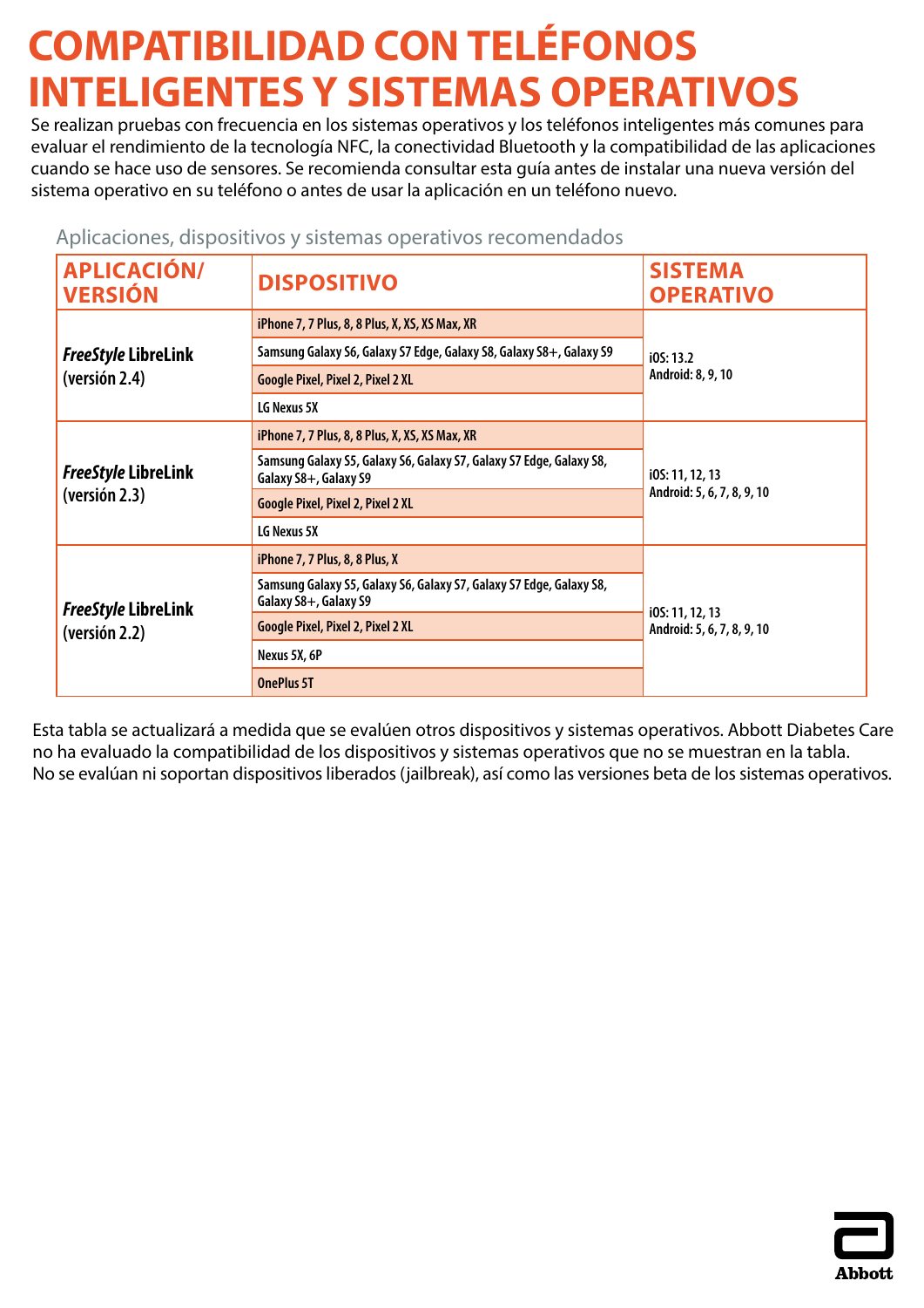# COMPATIBILIDAD CON TELÉFONOS INTELIGENTES Y SISTEMAS OPERATIVOS

Se realizan pruebas con frecuencia en los sistemas operativos y los teléfonos inteligentes más comunes para evaluar el rendimiento de la tecnología NFC, la conectividad Bluetooth y la compatibilidad de las aplicaciones cuando se hace uso de sensores. Se recomienda consultar esta guía antes de instalar una nueva versión del sistema operativo en su teléfono o antes de usar la aplicación en un teléfono nuevo.

Aplicaciones, dispositivos y sistemas operativos recomendados

| APLICACIÓN/ VERSIÓN | DISPOSITIVO | SISTEMA OPERATIVO |
|---|---|---|
| *FreeStyle* LibreLink (versión 2.4) | iPhone 7, 7 Plus, 8, 8 Plus, X, XS, XS Max, XR | iOS: 13.2<br>Android: 8, 9, 10 |
| | Samsung Galaxy S6, Galaxy S7 Edge, Galaxy S8, Galaxy S8+, Galaxy S9 | |
| | Google Pixel, Pixel 2, Pixel 2 XL | |
| | LG Nexus 5X | |
| *FreeStyle* LibreLink (versión 2.3) | iPhone 7, 7 Plus, 8, 8 Plus, X, XS, XS Max, XR | iOS: 11, 12, 13<br>Android: 5, 6, 7, 8, 9, 10 |
| | Samsung Galaxy S5, Galaxy S6, Galaxy S7, Galaxy S7 Edge, Galaxy S8, Galaxy S8+, Galaxy S9 | |
| | Google Pixel, Pixel 2, Pixel 2 XL | |
| | LG Nexus 5X | |
| *FreeStyle* LibreLink (versión 2.2) | iPhone 7, 7 Plus, 8, 8 Plus, X | iOS: 11, 12, 13<br>Android: 5, 6, 7, 8, 9, 10 |
| | Samsung Galaxy S5, Galaxy S6, Galaxy S7, Galaxy S7 Edge, Galaxy S8, Galaxy S8+, Galaxy S9 | |
| | Google Pixel, Pixel 2, Pixel 2 XL | |
| | Nexus 5X, 6P | |
| | OnePlus 5T | |

Esta tabla se actualizará a medida que se evalúen otros dispositivos y sistemas operativos. Abbott Diabetes Care no ha evaluado la compatibilidad de los dispositivos y sistemas operativos que no se muestran en la tabla. No se evalúan ni soportan dispositivos liberados (jailbreak), así como las versiones beta de los sistemas operativos.

Abbott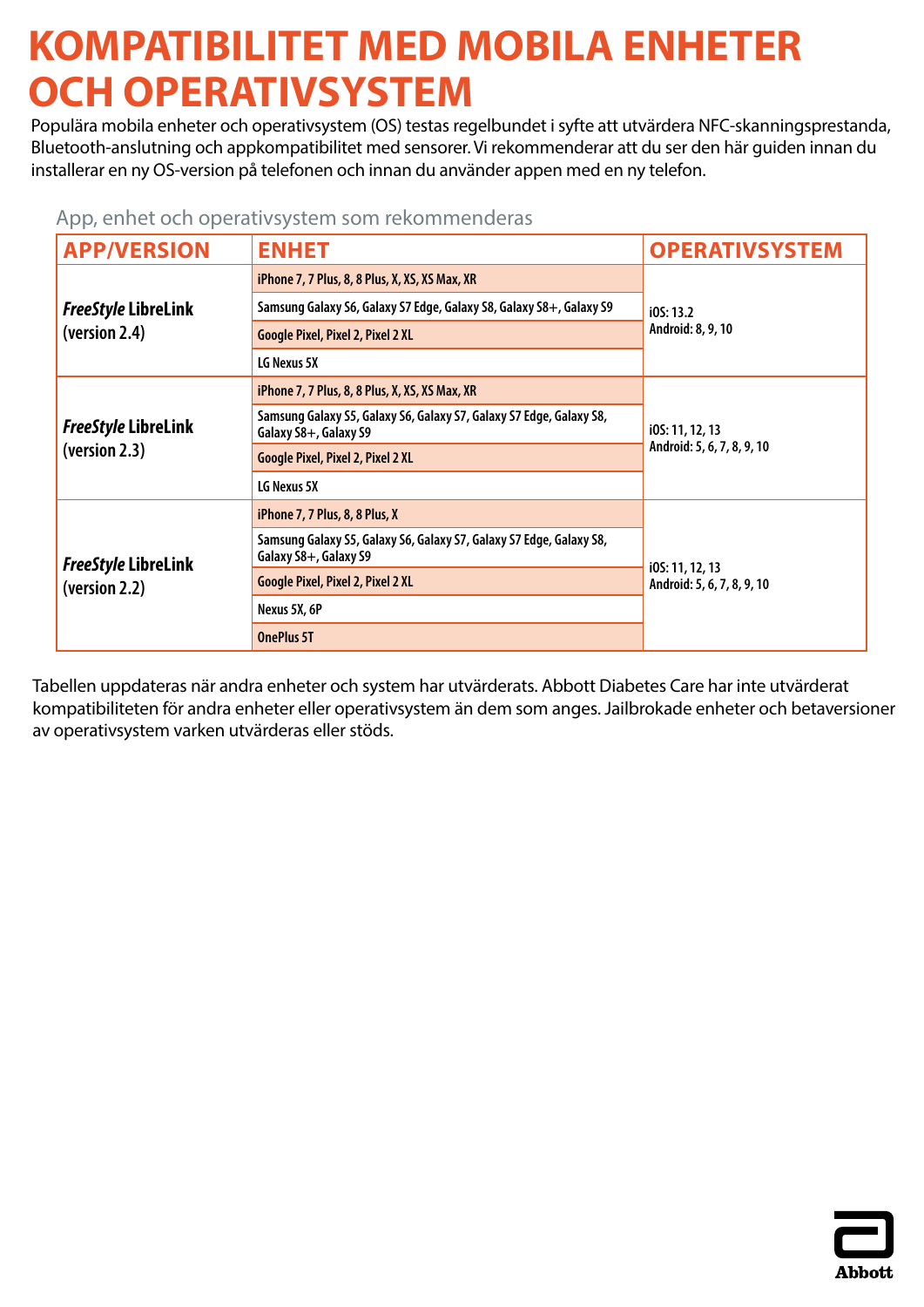# KOMPATIBILITET MED MOBILA ENHETER OCH OPERATIVSYSTEM

Populära mobila enheter och operativsystem (OS) testas regelbundet i syfte att utvärdera NFC-skanningsprestanda, Bluetooth-anslutning och appkompatibilitet med sensorer. Vi rekommenderar att du ser den här guiden innan du installerar en ny OS-version på telefonen och innan du använder appen med en ny telefon.

App, enhet och operativsystem som rekommenderas

| APP/VERSION | ENHET | OPERATIVSYSTEM |
|---|---|---|
| ***FreeStyle* LibreLink (version 2.4)** | iPhone 7, 7 Plus, 8, 8 Plus, X, XS, XS Max, XR | iOS: 13.2<br>Android: 8, 9, 10 |
| | Samsung Galaxy S6, Galaxy S7 Edge, Galaxy S8, Galaxy S8+, Galaxy S9 | |
| | Google Pixel, Pixel 2, Pixel 2 XL | |
| | LG Nexus 5X | |
| ***FreeStyle* LibreLink (version 2.3)** | iPhone 7, 7 Plus, 8, 8 Plus, X, XS, XS Max, XR | iOS: 11, 12, 13<br>Android: 5, 6, 7, 8, 9, 10 |
| | Samsung Galaxy S5, Galaxy S6, Galaxy S7, Galaxy S7 Edge, Galaxy S8, Galaxy S8+, Galaxy S9 | |
| | Google Pixel, Pixel 2, Pixel 2 XL | |
| | LG Nexus 5X | |
| ***FreeStyle* LibreLink (version 2.2)** | iPhone 7, 7 Plus, 8, 8 Plus, X | iOS: 11, 12, 13<br>Android: 5, 6, 7, 8, 9, 10 |
| | Samsung Galaxy S5, Galaxy S6, Galaxy S7, Galaxy S7 Edge, Galaxy S8, Galaxy S8+, Galaxy S9 | |
| | Google Pixel, Pixel 2, Pixel 2 XL | |
| | Nexus 5X, 6P | |
| | OnePlus 5T | |

Tabellen uppdateras när andra enheter och system har utvärderats. Abbott Diabetes Care har inte utvärderat kompatibiliteten för andra enheter eller operativsystem än dem som anges. Jailbrokade enheter och betaversioner av operativsystem varken utvärderas eller stöds.

Abbott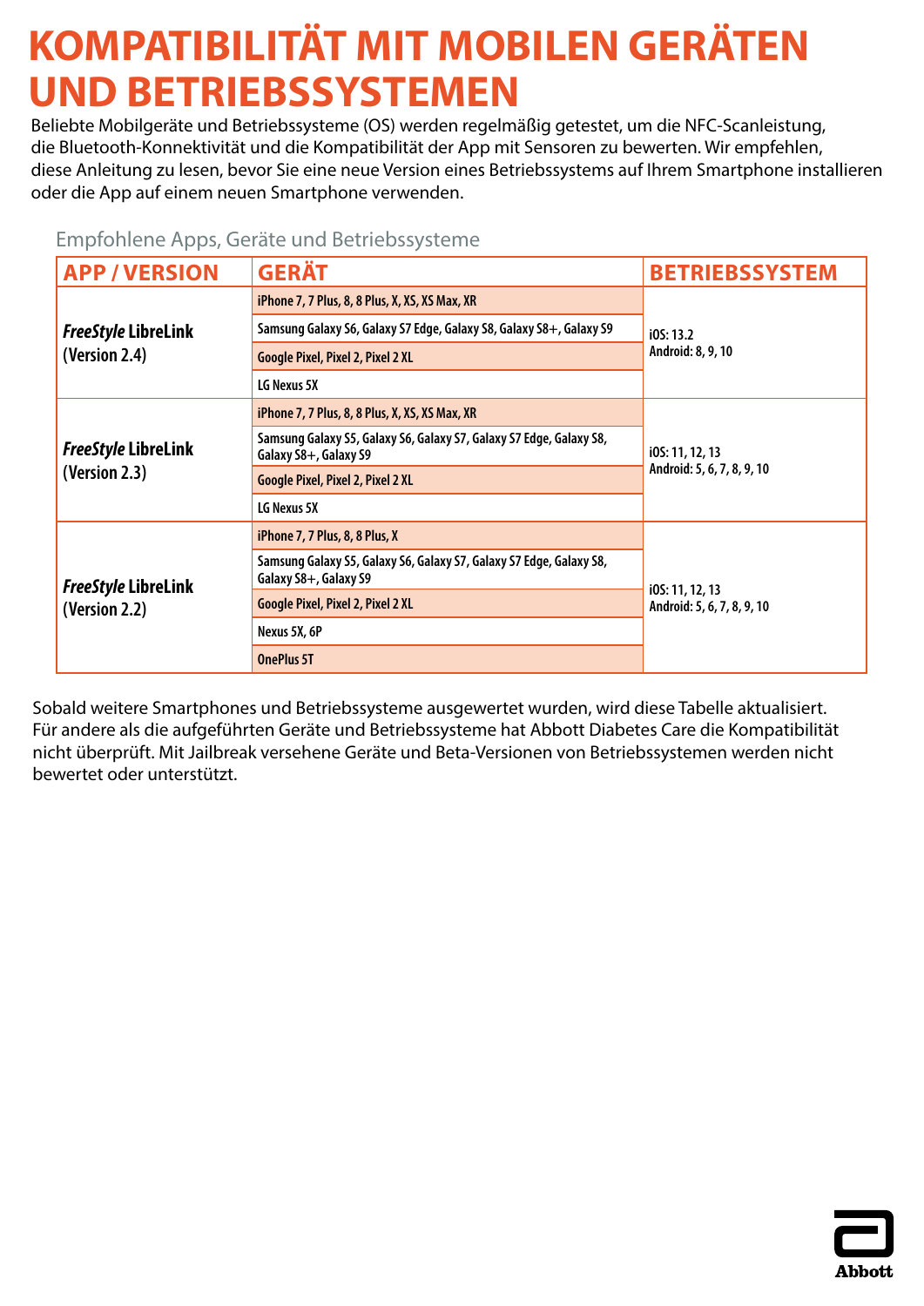# KOMPATIBILITÄT MIT MOBILEN GERÄTEN UND BETRIEBSSYSTEMEN

Beliebte Mobilgeräte und Betriebssysteme (OS) werden regelmäßig getestet, um die NFC-Scanleistung, die Bluetooth-Konnektivität und die Kompatibilität der App mit Sensoren zu bewerten. Wir empfehlen, diese Anleitung zu lesen, bevor Sie eine neue Version eines Betriebssystems auf Ihrem Smartphone installieren oder die App auf einem neuen Smartphone verwenden.

Empfohlene Apps, Geräte und Betriebssysteme

| APP / VERSION | GERÄT | BETRIEBSSYSTEM |
|---|---|---|
| ***FreeStyle* LibreLink (Version 2.4)** | iPhone 7, 7 Plus, 8, 8 Plus, X, XS, XS Max, XR | iOS: 13.2<br>Android: 8, 9, 10 |
| | Samsung Galaxy S6, Galaxy S7 Edge, Galaxy S8, Galaxy S8+, Galaxy S9 | |
| | Google Pixel, Pixel 2, Pixel 2 XL | |
| | LG Nexus 5X | |
| ***FreeStyle* LibreLink (Version 2.3)** | iPhone 7, 7 Plus, 8, 8 Plus, X, XS, XS Max, XR | iOS: 11, 12, 13<br>Android: 5, 6, 7, 8, 9, 10 |
| | Samsung Galaxy S5, Galaxy S6, Galaxy S7, Galaxy S7 Edge, Galaxy S8, Galaxy S8+, Galaxy S9 | |
| | Google Pixel, Pixel 2, Pixel 2 XL | |
| | LG Nexus 5X | |
| ***FreeStyle* LibreLink (Version 2.2)** | iPhone 7, 7 Plus, 8, 8 Plus, X | iOS: 11, 12, 13<br>Android: 5, 6, 7, 8, 9, 10 |
| | Samsung Galaxy S5, Galaxy S6, Galaxy S7, Galaxy S7 Edge, Galaxy S8, Galaxy S8+, Galaxy S9 | |
| | Google Pixel, Pixel 2, Pixel 2 XL | |
| | Nexus 5X, 6P | |
| | OnePlus 5T | |

Sobald weitere Smartphones und Betriebssysteme ausgewertet wurden, wird diese Tabelle aktualisiert. Für andere als die aufgeführten Geräte und Betriebssysteme hat Abbott Diabetes Care die Kompatibilität nicht überprüft. Mit Jailbreak versehene Geräte und Beta-Versionen von Betriebssystemen werden nicht bewertet oder unterstützt.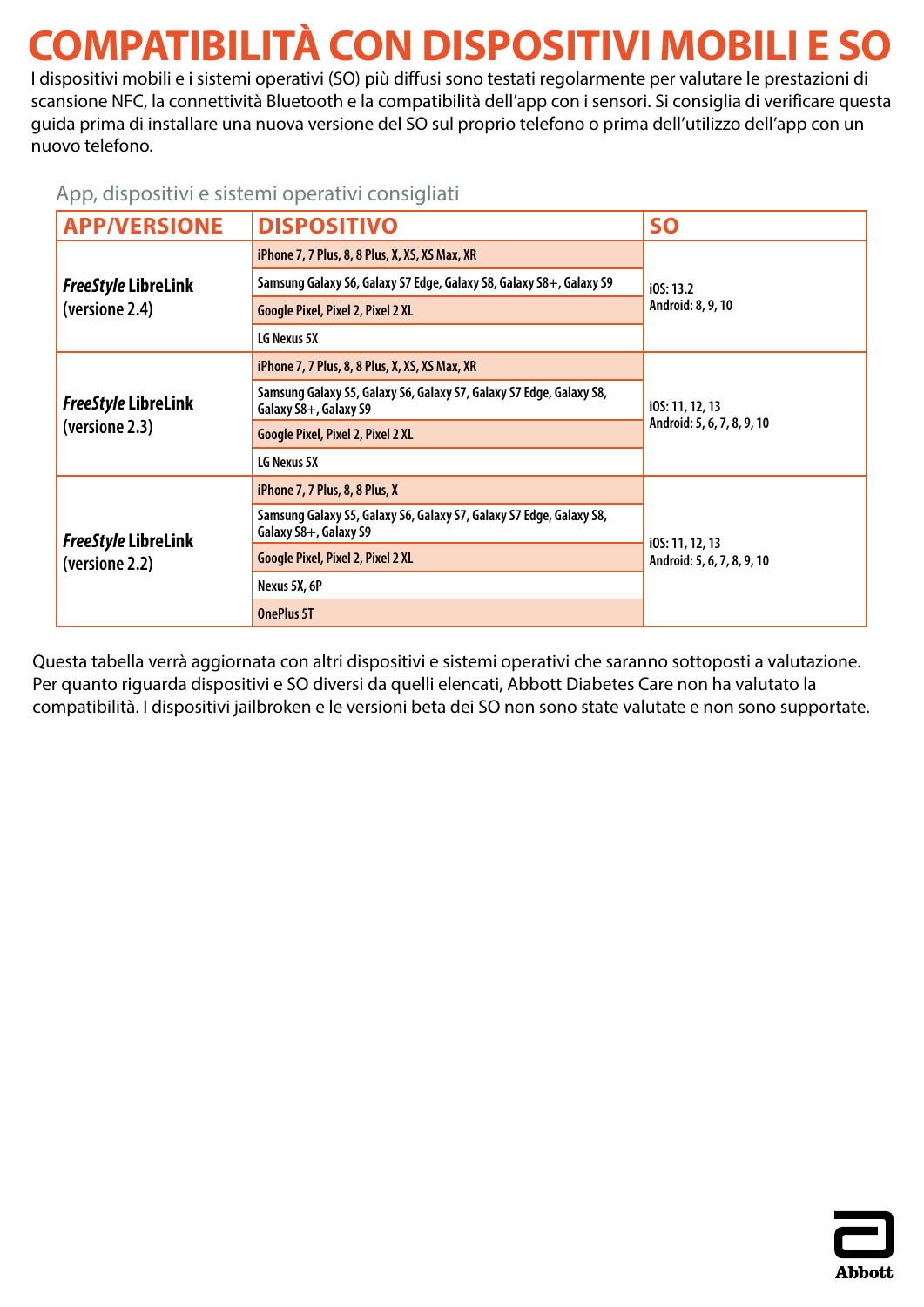# COMPATIBILITÀ CON DISPOSITIVI MOBILI E SO

I dispositivi mobili e i sistemi operativi (SO) più diffusi sono testati regolarmente per valutare le prestazioni di scansione NFC, la connettività Bluetooth e la compatibilità dell'app con i sensori. Si consiglia di verificare questa guida prima di installare una nuova versione del SO sul proprio telefono o prima dell'utilizzo dell'app con un nuovo telefono.

App, dispositivi e sistemi operativi consigliati

| APP/VERSIONE | DISPOSITIVO | SO |
|---|---|---|
| ***FreeStyle* LibreLink (versione 2.4)** | iPhone 7, 7 Plus, 8, 8 Plus, X, XS, XS Max, XR | iOS: 13.2<br>Android: 8, 9, 10 |
| | Samsung Galaxy S6, Galaxy S7 Edge, Galaxy S8, Galaxy S8+, Galaxy S9 | |
| | Google Pixel, Pixel 2, Pixel 2 XL | |
| | LG Nexus 5X | |
| ***FreeStyle* LibreLink (versione 2.3)** | iPhone 7, 7 Plus, 8, 8 Plus, X, XS, XS Max, XR | iOS: 11, 12, 13<br>Android: 5, 6, 7, 8, 9, 10 |
| | Samsung Galaxy S5, Galaxy S6, Galaxy S7, Galaxy S7 Edge, Galaxy S8, Galaxy S8+, Galaxy S9 | |
| | Google Pixel, Pixel 2, Pixel 2 XL | |
| | LG Nexus 5X | |
| ***FreeStyle* LibreLink (versione 2.2)** | iPhone 7, 7 Plus, 8, 8 Plus, X | iOS: 11, 12, 13<br>Android: 5, 6, 7, 8, 9, 10 |
| | Samsung Galaxy S5, Galaxy S6, Galaxy S7, Galaxy S7 Edge, Galaxy S8, Galaxy S8+, Galaxy S9 | |
| | Google Pixel, Pixel 2, Pixel 2 XL | |
| | Nexus 5X, 6P | |
| | OnePlus 5T | |

Questa tabella verrà aggiornata con altri dispositivi e sistemi operativi che saranno sottoposti a valutazione. Per quanto riguarda dispositivi e SO diversi da quelli elencati, Abbott Diabetes Care non ha valutato la compatibilità. I dispositivi jailbroken e le versioni beta dei SO non sono state valutate e non sono supportate.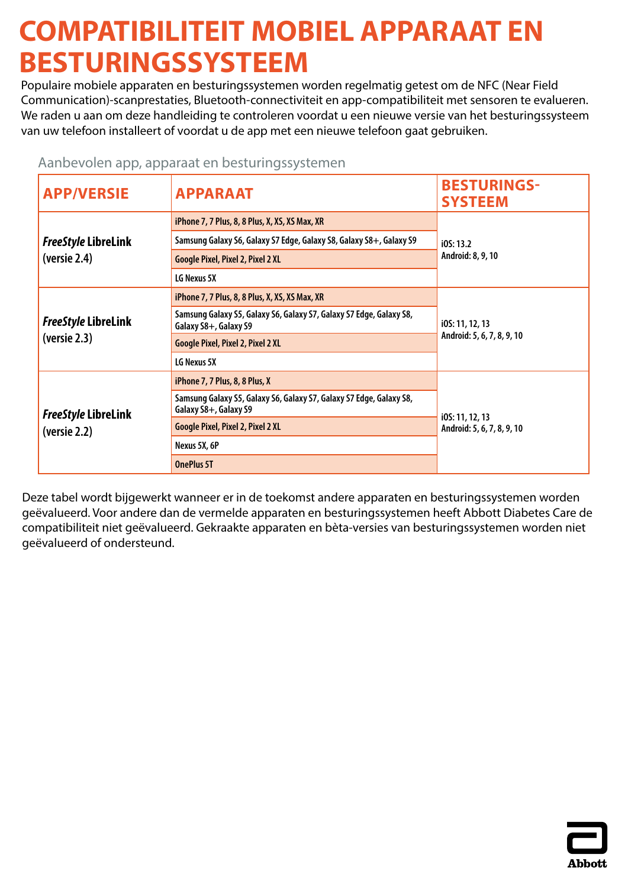# COMPATIBILITEIT MOBIEL APPARAAT EN BESTURINGSSYSTEEM

Populaire mobiele apparaten en besturingssystemen worden regelmatig getest om de NFC (Near Field Communication)-scanprestaties, Bluetooth-connectiviteit en app-compatibiliteit met sensoren te evalueren. We raden u aan om deze handleiding te controleren voordat u een nieuwe versie van het besturingssysteem van uw telefoon installeert of voordat u de app met een nieuwe telefoon gaat gebruiken.

Aanbevolen app, apparaat en besturingssystemen

| APP/VERSIE | APPARAAT | BESTURINGS-SYSTEEM |
|---|---|---|
| *FreeStyle* LibreLink (versie 2.4) | iPhone 7, 7 Plus, 8, 8 Plus, X, XS, XS Max, XR | iOS: 13.2<br>Android: 8, 9, 10 |
| | Samsung Galaxy S6, Galaxy S7 Edge, Galaxy S8, Galaxy S8+, Galaxy S9 | |
| | Google Pixel, Pixel 2, Pixel 2 XL | |
| | LG Nexus 5X | |
| *FreeStyle* LibreLink (versie 2.3) | iPhone 7, 7 Plus, 8, 8 Plus, X, XS, XS Max, XR | iOS: 11, 12, 13<br>Android: 5, 6, 7, 8, 9, 10 |
| | Samsung Galaxy S5, Galaxy S6, Galaxy S7, Galaxy S7 Edge, Galaxy S8, Galaxy S8+, Galaxy S9 | |
| | Google Pixel, Pixel 2, Pixel 2 XL | |
| | LG Nexus 5X | |
| *FreeStyle* LibreLink (versie 2.2) | iPhone 7, 7 Plus, 8, 8 Plus, X | iOS: 11, 12, 13<br>Android: 5, 6, 7, 8, 9, 10 |
| | Samsung Galaxy S5, Galaxy S6, Galaxy S7, Galaxy S7 Edge, Galaxy S8, Galaxy S8+, Galaxy S9 | |
| | Google Pixel, Pixel 2, Pixel 2 XL | |
| | Nexus 5X, 6P | |
| | OnePlus 5T | |

Deze tabel wordt bijgewerkt wanneer er in de toekomst andere apparaten en besturingssystemen worden geëvalueerd. Voor andere dan de vermelde apparaten en besturingssystemen heeft Abbott Diabetes Care de compatibiliteit niet geëvalueerd. Gekraakte apparaten en bèta-versies van besturingssystemen worden niet geëvalueerd of ondersteund.

Abbott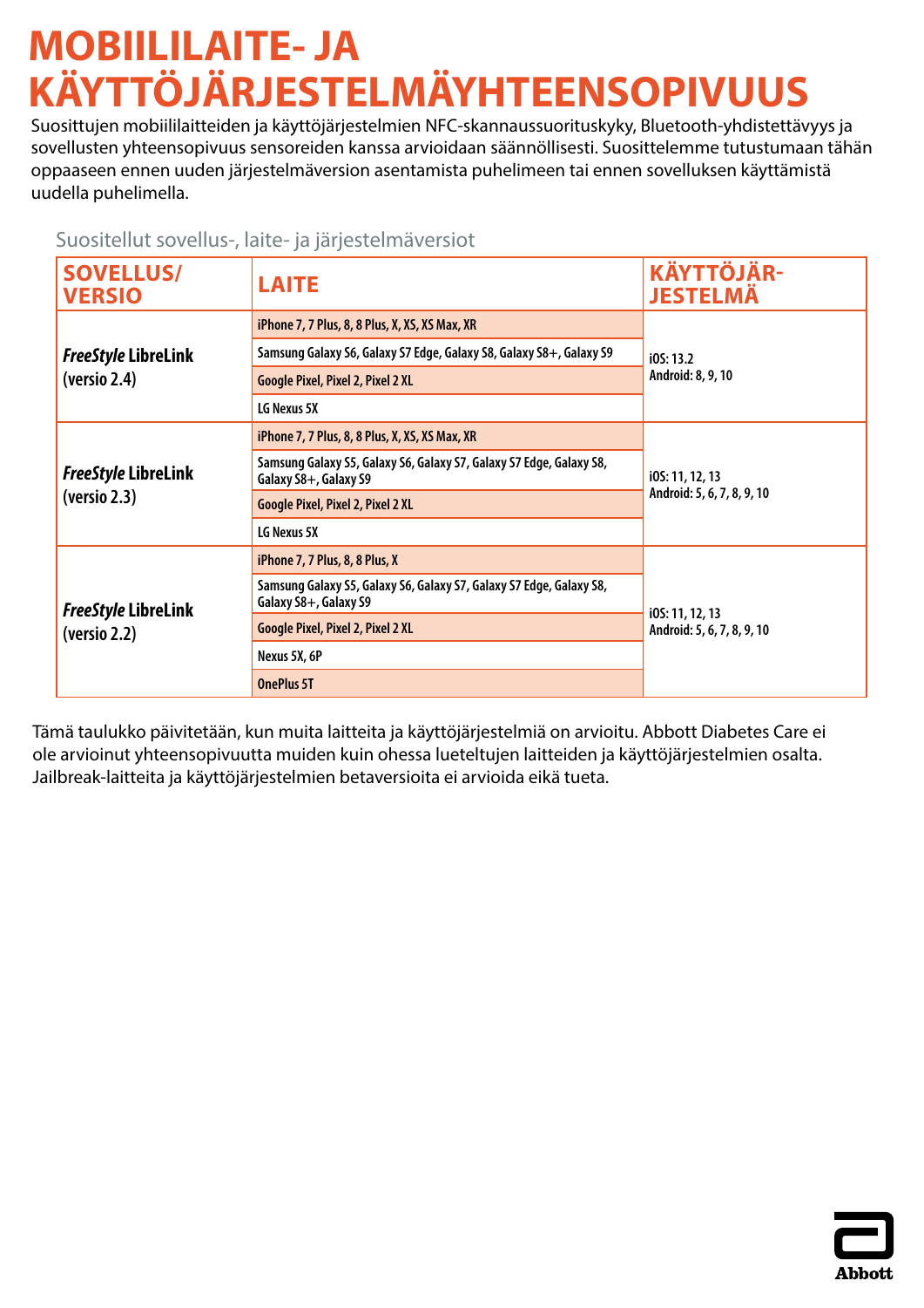# MOBIILILAITE- JA KÄYTTÖJÄRJESTELMÄYHTEENSOPIVUUS

Suosittujen mobiililaitteiden ja käyttöjärjestelmien NFC-skannaussuorituskyky, Bluetooth-yhdistettävyys ja sovellusten yhteensopivuus sensoreiden kanssa arvioidaan säännöllisesti. Suosittelemme tutustumaan tähän oppaaseen ennen uuden järjestelmäversion asentamista puhelimeen tai ennen sovelluksen käyttämistä uudella puhelimella.

Suositellut sovellus-, laite- ja järjestelmäversiot

| SOVELLUS/ VERSIO | LAITE | KÄYTTÖJÄR-JESTELMÄ |
|---|---|---|
| *FreeStyle* LibreLink (versio 2.4) | iPhone 7, 7 Plus, 8, 8 Plus, X, XS, XS Max, XR | iOS: 13.2<br>Android: 8, 9, 10 |
| | Samsung Galaxy S6, Galaxy S7 Edge, Galaxy S8, Galaxy S8+, Galaxy S9 | |
| | Google Pixel, Pixel 2, Pixel 2 XL | |
| | LG Nexus 5X | |
| *FreeStyle* LibreLink (versio 2.3) | iPhone 7, 7 Plus, 8, 8 Plus, X, XS, XS Max, XR | iOS: 11, 12, 13<br>Android: 5, 6, 7, 8, 9, 10 |
| | Samsung Galaxy S5, Galaxy S6, Galaxy S7, Galaxy S7 Edge, Galaxy S8, Galaxy S8+, Galaxy S9 | |
| | Google Pixel, Pixel 2, Pixel 2 XL | |
| | LG Nexus 5X | |
| *FreeStyle* LibreLink (versio 2.2) | iPhone 7, 7 Plus, 8, 8 Plus, X | iOS: 11, 12, 13<br>Android: 5, 6, 7, 8, 9, 10 |
| | Samsung Galaxy S5, Galaxy S6, Galaxy S7, Galaxy S7 Edge, Galaxy S8, Galaxy S8+, Galaxy S9 | |
| | Google Pixel, Pixel 2, Pixel 2 XL | |
| | Nexus 5X, 6P | |
| | OnePlus 5T | |

Tämä taulukko päivitetään, kun muita laitteita ja käyttöjärjestelmiä on arvioitu. Abbott Diabetes Care ei ole arvioinut yhteensopivuutta muiden kuin ohessa lueteltujen laitteiden ja käyttöjärjestelmien osalta. Jailbreak-laitteita ja käyttöjärjestelmien betaversioita ei arvioida eikä tueta.

Abbott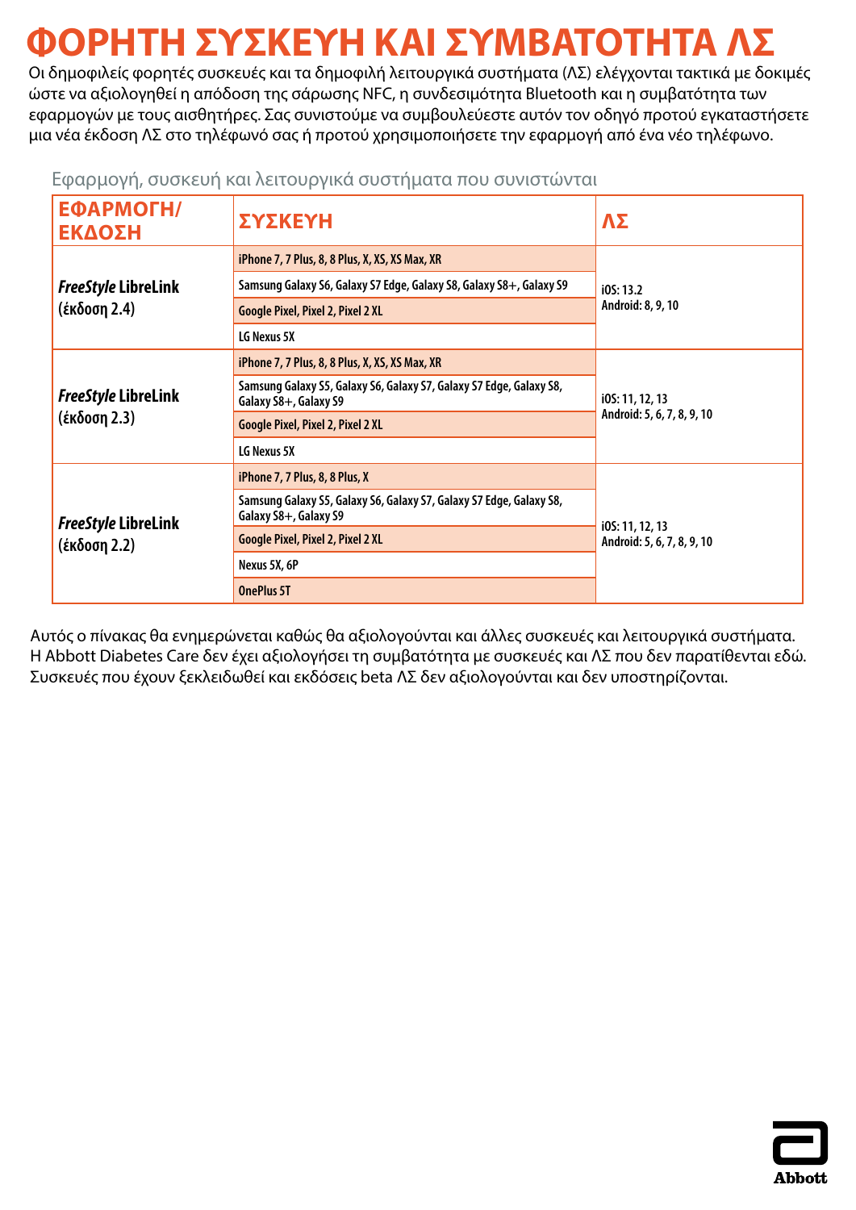# ΦΟΡΗΤΗ ΣΥΣΚΕΥΗ ΚΑΙ ΣΥΜΒΑΤΟΤΗΤΑ ΛΣ

Οι δημοφιλείς φορητές συσκευές και τα δημοφιλή λειτουργικά συστήματα (ΛΣ) ελέγχονται τακτικά με δοκιμές ώστε να αξιολογηθεί η απόδοση της σάρωσης NFC, η συνδεσιμότητα Bluetooth και η συμβατότητα των εφαρμογών με τους αισθητήρες. Σας συνιστούμε να συμβουλεύεστε αυτόν τον οδηγό προτού εγκαταστήσετε μια νέα έκδοση ΛΣ στο τηλέφωνό σας ή προτού χρησιμοποιήσετε την εφαρμογή από ένα νέο τηλέφωνο.

Εφαρμογή, συσκευή και λειτουργικά συστήματα που συνιστώνται

| ΕΦΑΡΜΟΓΗ/ ΕΚΔΟΣΗ | ΣΥΣΚΕΥΗ | ΛΣ |
|---|---|---|
| ***FreeStyle* LibreLink** (έκδοση 2.4) | iPhone 7, 7 Plus, 8, 8 Plus, X, XS, XS Max, XR | iOS: 13.2<br>Android: 8, 9, 10 |
| | Samsung Galaxy S6, Galaxy S7 Edge, Galaxy S8, Galaxy S8+, Galaxy S9 | |
| | Google Pixel, Pixel 2, Pixel 2 XL | |
| | LG Nexus 5X | |
| ***FreeStyle* LibreLink** (έκδοση 2.3) | iPhone 7, 7 Plus, 8, 8 Plus, X, XS, XS Max, XR | iOS: 11, 12, 13<br>Android: 5, 6, 7, 8, 9, 10 |
| | Samsung Galaxy S5, Galaxy S6, Galaxy S7, Galaxy S7 Edge, Galaxy S8, Galaxy S8+, Galaxy S9 | |
| | Google Pixel, Pixel 2, Pixel 2 XL | |
| | LG Nexus 5X | |
| ***FreeStyle* LibreLink** (έκδοση 2.2) | iPhone 7, 7 Plus, 8, 8 Plus, X | iOS: 11, 12, 13<br>Android: 5, 6, 7, 8, 9, 10 |
| | Samsung Galaxy S5, Galaxy S6, Galaxy S7, Galaxy S7 Edge, Galaxy S8, Galaxy S8+, Galaxy S9 | |
| | Google Pixel, Pixel 2, Pixel 2 XL | |
| | Nexus 5X, 6P | |
| | OnePlus 5T | |

Αυτός ο πίνακας θα ενημερώνεται καθώς θα αξιολογούνται και άλλες συσκευές και λειτουργικά συστήματα. Η Abbott Diabetes Care δεν έχει αξιολογήσει τη συμβατότητα με συσκευές και ΛΣ που δεν παρατίθενται εδώ. Συσκευές που έχουν ξεκλειδωθεί και εκδόσεις beta ΛΣ δεν αξιολογούνται και δεν υποστηρίζονται.

Abbott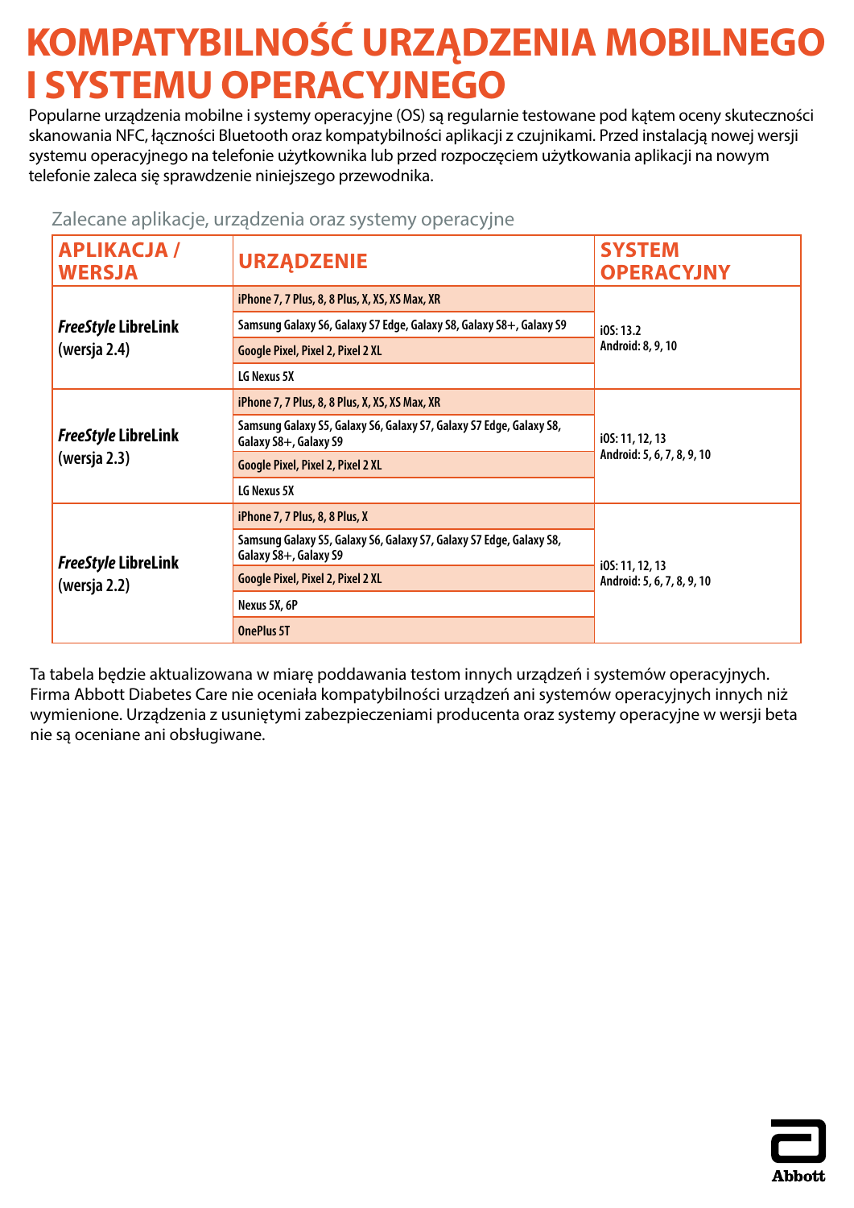# KOMPATYBILNOŚĆ URZĄDZENIA MOBILNEGO I SYSTEMU OPERACYJNEGO

Popularne urządzenia mobilne i systemy operacyjne (OS) są regularnie testowane pod kątem oceny skuteczności skanowania NFC, łączności Bluetooth oraz kompatybilności aplikacji z czujnikami. Przed instalacją nowej wersji systemu operacyjnego na telefonie użytkownika lub przed rozpoczęciem użytkowania aplikacji na nowym telefonie zaleca się sprawdzenie niniejszego przewodnika.

Zalecane aplikacje, urządzenia oraz systemy operacyjne

| APLIKACJA / WERSJA | URZĄDZENIE | SYSTEM OPERACYJNY |
|---|---|---|
| *FreeStyle* LibreLink (wersja 2.4) | iPhone 7, 7 Plus, 8, 8 Plus, X, XS, XS Max, XR | iOS: 13.2<br>Android: 8, 9, 10 |
| | Samsung Galaxy S6, Galaxy S7 Edge, Galaxy S8, Galaxy S8+, Galaxy S9 | |
| | Google Pixel, Pixel 2, Pixel 2 XL | |
| | LG Nexus 5X | |
| *FreeStyle* LibreLink (wersja 2.3) | iPhone 7, 7 Plus, 8, 8 Plus, X, XS, XS Max, XR | iOS: 11, 12, 13<br>Android: 5, 6, 7, 8, 9, 10 |
| | Samsung Galaxy S5, Galaxy S6, Galaxy S7, Galaxy S7 Edge, Galaxy S8, Galaxy S8+, Galaxy S9 | |
| | Google Pixel, Pixel 2, Pixel 2 XL | |
| | LG Nexus 5X | |
| *FreeStyle* LibreLink (wersja 2.2) | iPhone 7, 7 Plus, 8, 8 Plus, X | iOS: 11, 12, 13<br>Android: 5, 6, 7, 8, 9, 10 |
| | Samsung Galaxy S5, Galaxy S6, Galaxy S7, Galaxy S7 Edge, Galaxy S8, Galaxy S8+, Galaxy S9 | |
| | Google Pixel, Pixel 2, Pixel 2 XL | |
| | Nexus 5X, 6P | |
| | OnePlus 5T | |

Ta tabela będzie aktualizowana w miarę poddawania testom innych urządzeń i systemów operacyjnych. Firma Abbott Diabetes Care nie oceniała kompatybilności urządzeń ani systemów operacyjnych innych niż wymienione. Urządzenia z usuniętymi zabezpieczeniami producenta oraz systemy operacyjne w wersji beta nie są oceniane ani obsługiwane.

Abbott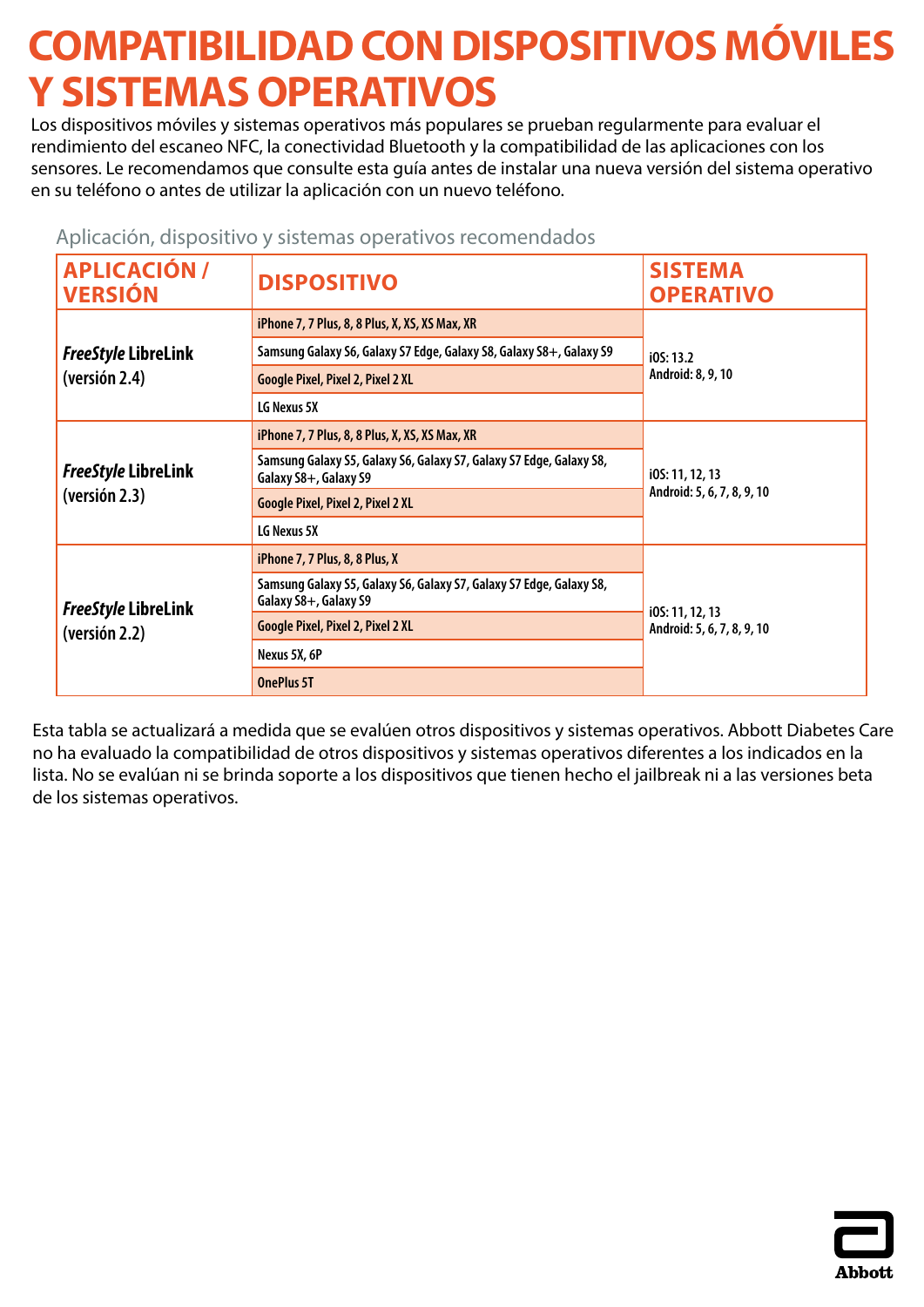# COMPATIBILIDAD CON DISPOSITIVOS MÓVILES Y SISTEMAS OPERATIVOS

Los dispositivos móviles y sistemas operativos más populares se prueban regularmente para evaluar el rendimiento del escaneo NFC, la conectividad Bluetooth y la compatibilidad de las aplicaciones con los sensores. Le recomendamos que consulte esta guía antes de instalar una nueva versión del sistema operativo en su teléfono o antes de utilizar la aplicación con un nuevo teléfono.

Aplicación, dispositivo y sistemas operativos recomendados

| APLICACIÓN / VERSIÓN | DISPOSITIVO | SISTEMA OPERATIVO |
|---|---|---|
| ***FreeStyle* LibreLink (versión 2.4)** | iPhone 7, 7 Plus, 8, 8 Plus, X, XS, XS Max, XR | iOS: 13.2<br>Android: 8, 9, 10 |
| | Samsung Galaxy S6, Galaxy S7 Edge, Galaxy S8, Galaxy S8+, Galaxy S9 | |
| | Google Pixel, Pixel 2, Pixel 2 XL | |
| | LG Nexus 5X | |
| ***FreeStyle* LibreLink (versión 2.3)** | iPhone 7, 7 Plus, 8, 8 Plus, X, XS, XS Max, XR | iOS: 11, 12, 13<br>Android: 5, 6, 7, 8, 9, 10 |
| | Samsung Galaxy S5, Galaxy S6, Galaxy S7, Galaxy S7 Edge, Galaxy S8, Galaxy S8+, Galaxy S9 | |
| | Google Pixel, Pixel 2, Pixel 2 XL | |
| | LG Nexus 5X | |
| ***FreeStyle* LibreLink (versión 2.2)** | iPhone 7, 7 Plus, 8, 8 Plus, X | iOS: 11, 12, 13<br>Android: 5, 6, 7, 8, 9, 10 |
| | Samsung Galaxy S5, Galaxy S6, Galaxy S7, Galaxy S7 Edge, Galaxy S8, Galaxy S8+, Galaxy S9 | |
| | Google Pixel, Pixel 2, Pixel 2 XL | |
| | Nexus 5X, 6P | |
| | OnePlus 5T | |

Esta tabla se actualizará a medida que se evalúen otros dispositivos y sistemas operativos. Abbott Diabetes Care no ha evaluado la compatibilidad de otros dispositivos y sistemas operativos diferentes a los indicados en la lista. No se evalúan ni se brinda soporte a los dispositivos que tienen hecho el jailbreak ni a las versiones beta de los sistemas operativos.

Abbott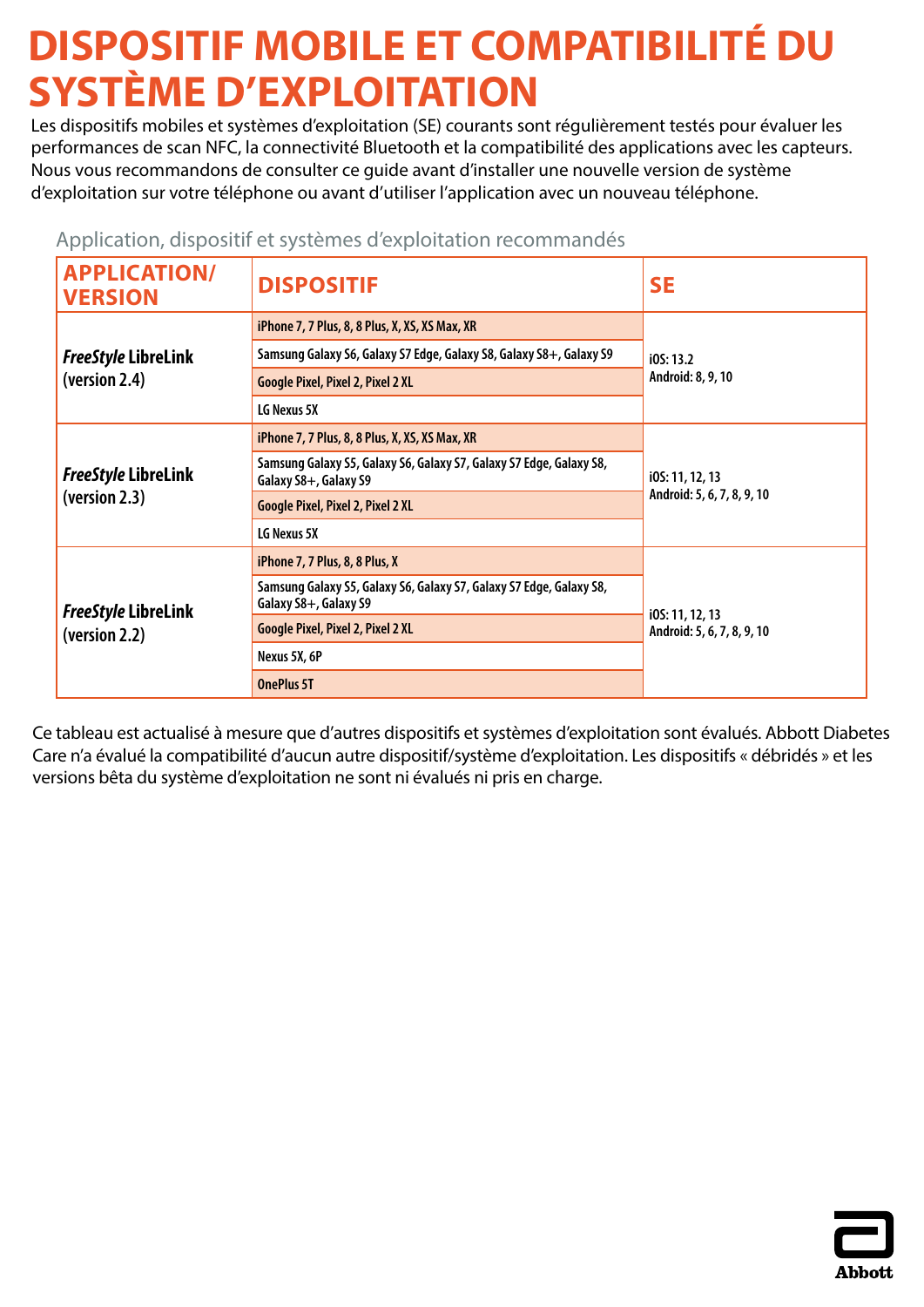# DISPOSITIF MOBILE ET COMPATIBILITÉ DU SYSTÈME D'EXPLOITATION

Les dispositifs mobiles et systèmes d'exploitation (SE) courants sont régulièrement testés pour évaluer les performances de scan NFC, la connectivité Bluetooth et la compatibilité des applications avec les capteurs. Nous vous recommandons de consulter ce guide avant d'installer une nouvelle version de système d'exploitation sur votre téléphone ou avant d'utiliser l'application avec un nouveau téléphone.

Application, dispositif et systèmes d'exploitation recommandés

| APPLICATION/ VERSION | DISPOSITIF | SE |
|---|---|---|
| *FreeStyle* LibreLink (version 2.4) | iPhone 7, 7 Plus, 8, 8 Plus, X, XS, XS Max, XR | iOS: 13.2<br>Android: 8, 9, 10 |
| | Samsung Galaxy S6, Galaxy S7 Edge, Galaxy S8, Galaxy S8+, Galaxy S9 | |
| | Google Pixel, Pixel 2, Pixel 2 XL | |
| | LG Nexus 5X | |
| *FreeStyle* LibreLink (version 2.3) | iPhone 7, 7 Plus, 8, 8 Plus, X, XS, XS Max, XR | iOS: 11, 12, 13<br>Android: 5, 6, 7, 8, 9, 10 |
| | Samsung Galaxy S5, Galaxy S6, Galaxy S7, Galaxy S7 Edge, Galaxy S8, Galaxy S8+, Galaxy S9 | |
| | Google Pixel, Pixel 2, Pixel 2 XL | |
| | LG Nexus 5X | |
| *FreeStyle* LibreLink (version 2.2) | iPhone 7, 7 Plus, 8, 8 Plus, X | iOS: 11, 12, 13<br>Android: 5, 6, 7, 8, 9, 10 |
| | Samsung Galaxy S5, Galaxy S6, Galaxy S7, Galaxy S7 Edge, Galaxy S8, Galaxy S8+, Galaxy S9 | |
| | Google Pixel, Pixel 2, Pixel 2 XL | |
| | Nexus 5X, 6P | |
| | OnePlus 5T | |

Ce tableau est actualisé à mesure que d'autres dispositifs et systèmes d'exploitation sont évalués. Abbott Diabetes Care n'a évalué la compatibilité d'aucun autre dispositif/système d'exploitation. Les dispositifs « débridés » et les versions bêta du système d'exploitation ne sont ni évalués ni pris en charge.

Abbott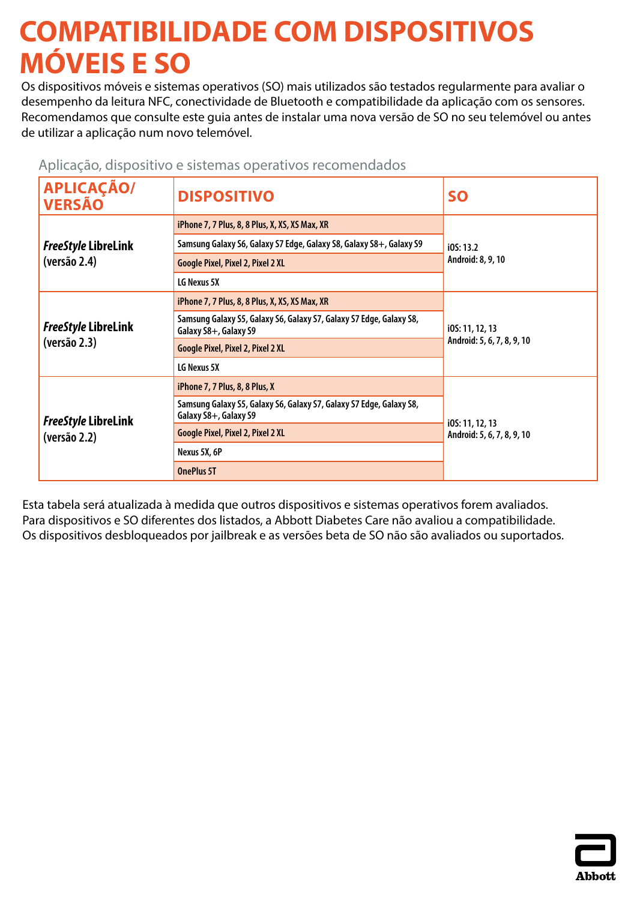# COMPATIBILIDADE COM DISPOSITIVOS MÓVEIS E SO

Os dispositivos móveis e sistemas operativos (SO) mais utilizados são testados regularmente para avaliar o desempenho da leitura NFC, conectividade de Bluetooth e compatibilidade da aplicação com os sensores. Recomendamos que consulte este guia antes de instalar uma nova versão de SO no seu telemóvel ou antes de utilizar a aplicação num novo telemóvel.

Aplicação, dispositivo e sistemas operativos recomendados

| APLICAÇÃO/ VERSÃO | DISPOSITIVO | SO |
|---|---|---|
| *FreeStyle* LibreLink (versão 2.4) | iPhone 7, 7 Plus, 8, 8 Plus, X, XS, XS Max, XR | iOS: 13.2<br>Android: 8, 9, 10 |
| | Samsung Galaxy S6, Galaxy S7 Edge, Galaxy S8, Galaxy S8+, Galaxy S9 | |
| | Google Pixel, Pixel 2, Pixel 2 XL | |
| | LG Nexus 5X | |
| *FreeStyle* LibreLink (versão 2.3) | iPhone 7, 7 Plus, 8, 8 Plus, X, XS, XS Max, XR | iOS: 11, 12, 13<br>Android: 5, 6, 7, 8, 9, 10 |
| | Samsung Galaxy S5, Galaxy S6, Galaxy S7, Galaxy S7 Edge, Galaxy S8, Galaxy S8+, Galaxy S9 | |
| | Google Pixel, Pixel 2, Pixel 2 XL | |
| | LG Nexus 5X | |
| *FreeStyle* LibreLink (versão 2.2) | iPhone 7, 7 Plus, 8, 8 Plus, X | iOS: 11, 12, 13<br>Android: 5, 6, 7, 8, 9, 10 |
| | Samsung Galaxy S5, Galaxy S6, Galaxy S7, Galaxy S7 Edge, Galaxy S8, Galaxy S8+, Galaxy S9 | |
| | Google Pixel, Pixel 2, Pixel 2 XL | |
| | Nexus 5X, 6P | |
| | OnePlus 5T | |

Esta tabela será atualizada à medida que outros dispositivos e sistemas operativos forem avaliados.
Para dispositivos e SO diferentes dos listados, a Abbott Diabetes Care não avaliou a compatibilidade.
Os dispositivos desbloqueados por jailbreak e as versões beta de SO não são avaliados ou suportados.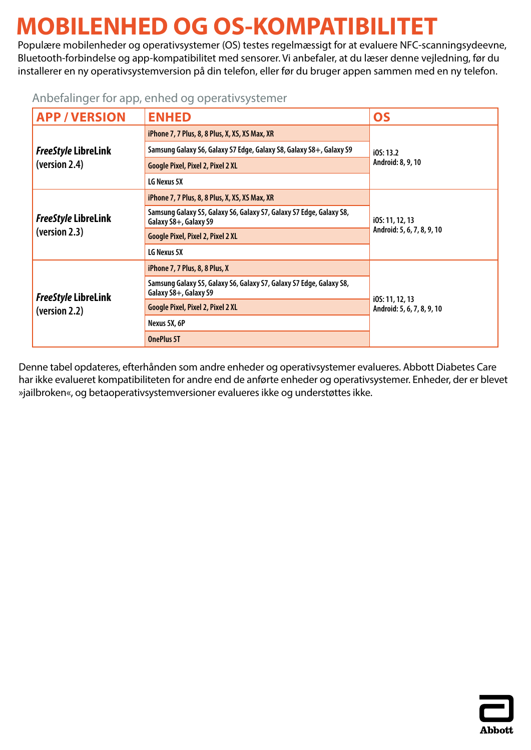# MOBILENHED OG OS-KOMPATIBILITET

Populære mobilenheder og operativsystemer (OS) testes regelmæssigt for at evaluere NFC-scanningsydeevne, Bluetooth-forbindelse og app-kompatibilitet med sensorer. Vi anbefaler, at du læser denne vejledning, før du installerer en ny operativsystemversion på din telefon, eller før du bruger appen sammen med en ny telefon.

Anbefalinger for app, enhed og operativsystemer

| APP / VERSION | ENHED | OS |
|---|---|---|
| *FreeStyle* LibreLink (version 2.4) | iPhone 7, 7 Plus, 8, 8 Plus, X, XS, XS Max, XR | iOS: 13.2<br>Android: 8, 9, 10 |
| | Samsung Galaxy S6, Galaxy S7 Edge, Galaxy S8, Galaxy S8+, Galaxy S9 | |
| | Google Pixel, Pixel 2, Pixel 2 XL | |
| | LG Nexus 5X | |
| *FreeStyle* LibreLink (version 2.3) | iPhone 7, 7 Plus, 8, 8 Plus, X, XS, XS Max, XR | iOS: 11, 12, 13<br>Android: 5, 6, 7, 8, 9, 10 |
| | Samsung Galaxy S5, Galaxy S6, Galaxy S7, Galaxy S7 Edge, Galaxy S8, Galaxy S8+, Galaxy S9 | |
| | Google Pixel, Pixel 2, Pixel 2 XL | |
| | LG Nexus 5X | |
| *FreeStyle* LibreLink (version 2.2) | iPhone 7, 7 Plus, 8, 8 Plus, X | iOS: 11, 12, 13<br>Android: 5, 6, 7, 8, 9, 10 |
| | Samsung Galaxy S5, Galaxy S6, Galaxy S7, Galaxy S7 Edge, Galaxy S8, Galaxy S8+, Galaxy S9 | |
| | Google Pixel, Pixel 2, Pixel 2 XL | |
| | Nexus 5X, 6P | |
| | OnePlus 5T | |

Denne tabel opdateres, efterhånden som andre enheder og operativsystemer evalueres. Abbott Diabetes Care har ikke evalueret kompatibiliteten for andre end de anførte enheder og operativsystemer. Enheder, der er blevet »jailbroken«, og betaoperativsystemversioner evalueres ikke og understøttes ikke.

Abbott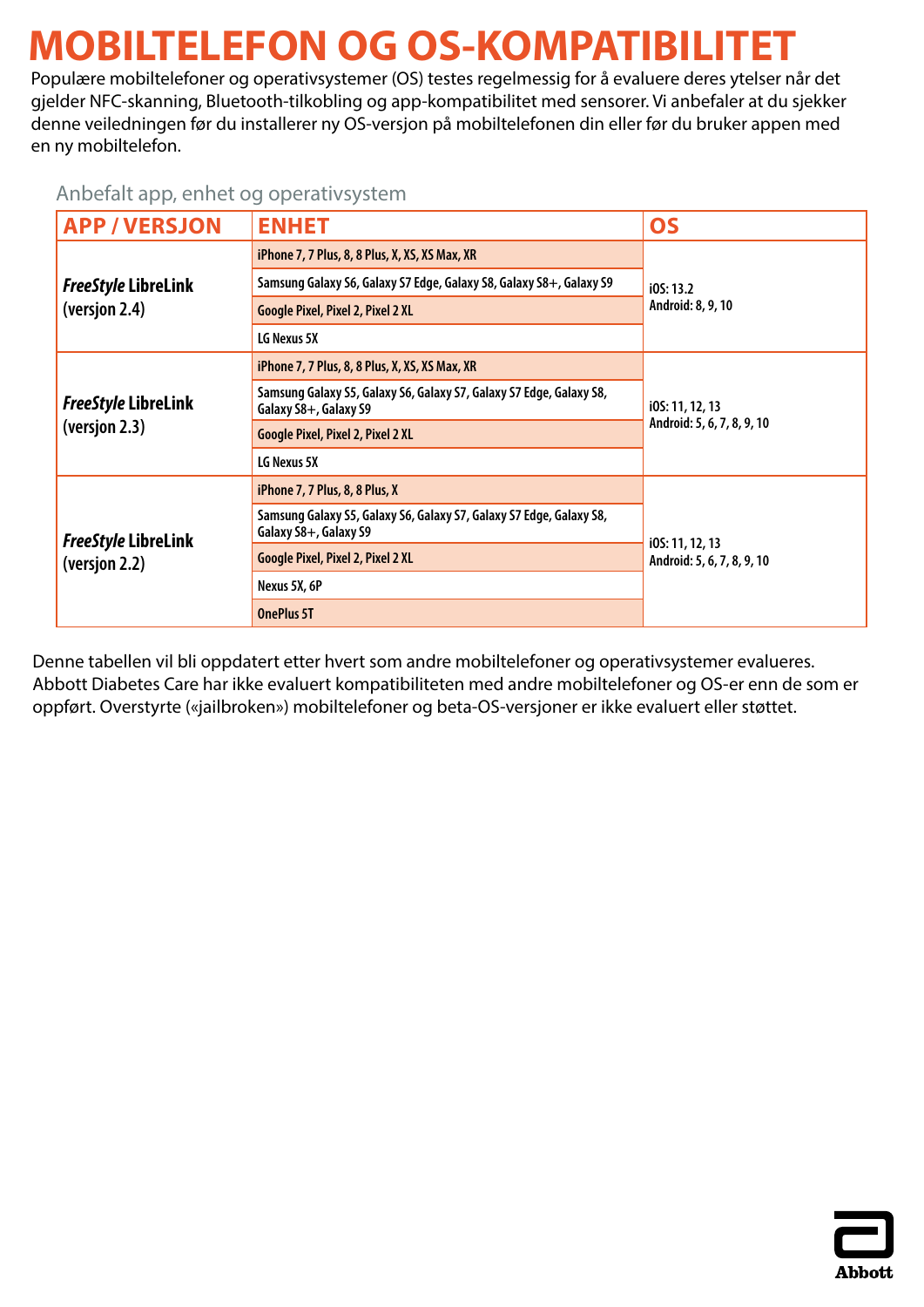# MOBILTELEFON OG OS-KOMPATIBILITET

Populære mobiltelefoner og operativsystemer (OS) testes regelmessig for å evaluere deres ytelser når det gjelder NFC-skanning, Bluetooth-tilkobling og app-kompatibilitet med sensorer. Vi anbefaler at du sjekker denne veiledningen før du installerer ny OS-versjon på mobiltelefonen din eller før du bruker appen med en ny mobiltelefon.

Anbefalt app, enhet og operativsystem

| APP / VERSJON | ENHET | OS |
|---|---|---|
| ***FreeStyle* LibreLink** **(versjon 2.4)** | iPhone 7, 7 Plus, 8, 8 Plus, X, XS, XS Max, XR | iOS: 13.2<br>Android: 8, 9, 10 |
| | Samsung Galaxy S6, Galaxy S7 Edge, Galaxy S8, Galaxy S8+, Galaxy S9 | |
| | Google Pixel, Pixel 2, Pixel 2 XL | |
| | LG Nexus 5X | |
| ***FreeStyle* LibreLink** **(versjon 2.3)** | iPhone 7, 7 Plus, 8, 8 Plus, X, XS, XS Max, XR | iOS: 11, 12, 13<br>Android: 5, 6, 7, 8, 9, 10 |
| | Samsung Galaxy S5, Galaxy S6, Galaxy S7, Galaxy S7 Edge, Galaxy S8, Galaxy S8+, Galaxy S9 | |
| | Google Pixel, Pixel 2, Pixel 2 XL | |
| | LG Nexus 5X | |
| ***FreeStyle* LibreLink** **(versjon 2.2)** | iPhone 7, 7 Plus, 8, 8 Plus, X | iOS: 11, 12, 13<br>Android: 5, 6, 7, 8, 9, 10 |
| | Samsung Galaxy S5, Galaxy S6, Galaxy S7, Galaxy S7 Edge, Galaxy S8, Galaxy S8+, Galaxy S9 | |
| | Google Pixel, Pixel 2, Pixel 2 XL | |
| | Nexus 5X, 6P | |
| | OnePlus 5T | |

Denne tabellen vil bli oppdatert etter hvert som andre mobiltelefoner og operativsystemer evalueres. Abbott Diabetes Care har ikke evaluert kompatibiliteten med andre mobiltelefoner og OS-er enn de som er oppført. Overstyrte («jailbroken») mobiltelefoner og beta-OS-versjoner er ikke evaluert eller støttet.

Abbott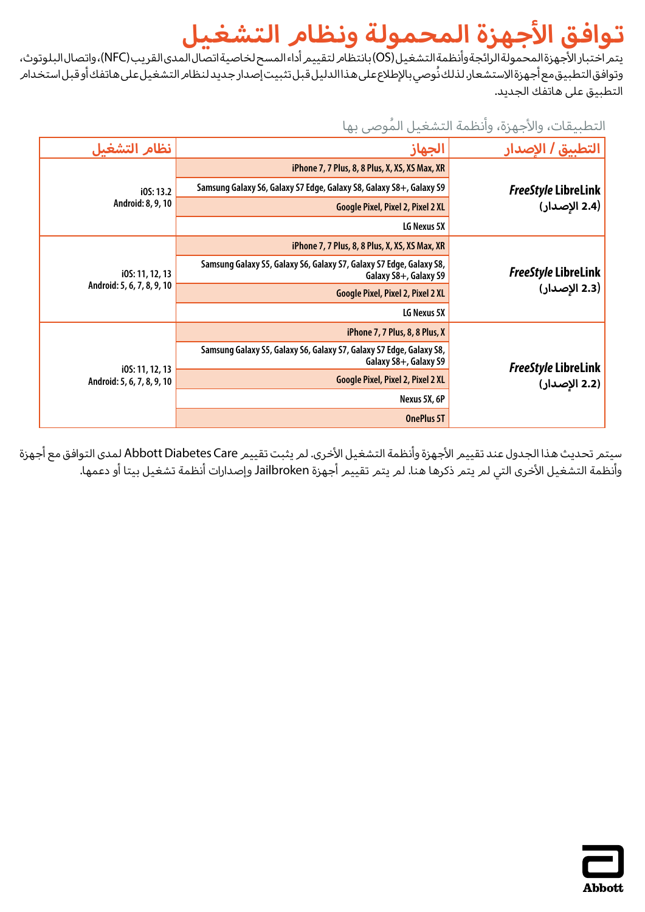# توافق الأجهزة المحمولة ونظام التشغيل

يتم اختبار الأجهزة المحمولة الرائجة وأنظمة التشغيل (OS) بانتظام لتقييم أداء المسح لخاصية اتصال المدى القريب (NFC)، واتصال البلوتوث، وتوافق التطبيق مع أجهزة الاستشعار. لذلك نُوصي بالإطلاع على هذا الدليل قبل تثبيت إصدار جديد لنظام التشغيل على هاتفك أو قبل استخدام التطبيق على هاتفك الجديد.

التطبيقات، والأجهزة، وأنظمة التشغيل المُوصى بها

| التطبيق / الإصدار | الجهاز | نظام التشغيل |
|---|---|---|
| *FreeStyle* LibreLink (الإصدار 2.4) | iPhone 7, 7 Plus, 8, 8 Plus, X, XS, XS Max, XR | iOS: 13.2<br>Android: 8, 9, 10 |
| | Samsung Galaxy S6, Galaxy S7 Edge, Galaxy S8, Galaxy S8+, Galaxy S9 | |
| | Google Pixel, Pixel 2, Pixel 2 XL | |
| | LG Nexus 5X | |
| *FreeStyle* LibreLink (الإصدار 2.3) | iPhone 7, 7 Plus, 8, 8 Plus, X, XS, XS Max, XR | iOS: 11, 12, 13<br>Android: 5, 6, 7, 8, 9, 10 |
| | Samsung Galaxy S5, Galaxy S6, Galaxy S7, Galaxy S7 Edge, Galaxy S8, Galaxy S8+, Galaxy S9 | |
| | Google Pixel, Pixel 2, Pixel 2 XL | |
| | LG Nexus 5X | |
| *FreeStyle* LibreLink (الإصدار 2.2) | iPhone 7, 7 Plus, 8, 8 Plus, X | iOS: 11, 12, 13<br>Android: 5, 6, 7, 8, 9, 10 |
| | Samsung Galaxy S5, Galaxy S6, Galaxy S7, Galaxy S7 Edge, Galaxy S8, Galaxy S8+, Galaxy S9 | |
| | Google Pixel, Pixel 2, Pixel 2 XL | |
| | Nexus 5X, 6P | |
| | OnePlus 5T | |

سيتم تحديث هذا الجدول عند تقييم الأجهزة وأنظمة التشغيل الأخرى. لم يثبت تقييم Abbott Diabetes Care لمدى التوافق مع أجهزة وأنظمة التشغيل الأخرى التي لم يتم ذكرها هنا. لم يتم تقييم أجهزة Jailbroken وإصدارات أنظمة تشغيل بيتا أو دعمها.

Abbott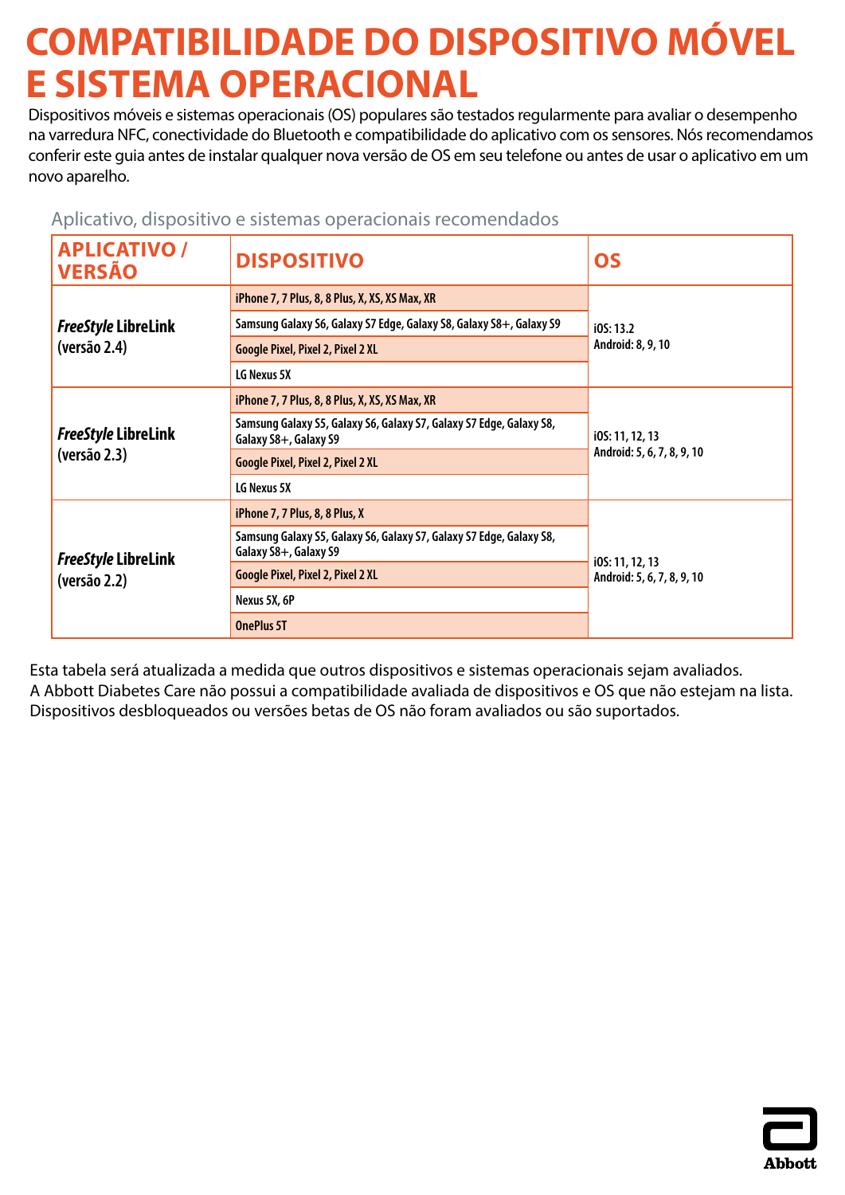# COMPATIBILIDADE DO DISPOSITIVO MÓVEL E SISTEMA OPERACIONAL

Dispositivos móveis e sistemas operacionais (OS) populares são testados regularmente para avaliar o desempenho na varredura NFC, conectividade do Bluetooth e compatibilidade do aplicativo com os sensores. Nós recomendamos conferir este guia antes de instalar qualquer nova versão de OS em seu telefone ou antes de usar o aplicativo em um novo aparelho.

Aplicativo, dispositivo e sistemas operacionais recomendados

| APLICATIVO / VERSÃO | DISPOSITIVO | OS |
|---|---|---|
| *FreeStyle* LibreLink (versão 2.4) | iPhone 7, 7 Plus, 8, 8 Plus, X, XS, XS Max, XR | iOS: 13.2<br>Android: 8, 9, 10 |
| | Samsung Galaxy S6, Galaxy S7 Edge, Galaxy S8, Galaxy S8+, Galaxy S9 | |
| | Google Pixel, Pixel 2, Pixel 2 XL | |
| | LG Nexus 5X | |
| *FreeStyle* LibreLink (versão 2.3) | iPhone 7, 7 Plus, 8, 8 Plus, X, XS, XS Max, XR | iOS: 11, 12, 13<br>Android: 5, 6, 7, 8, 9, 10 |
| | Samsung Galaxy S5, Galaxy S6, Galaxy S7, Galaxy S7 Edge, Galaxy S8, Galaxy S8+, Galaxy S9 | |
| | Google Pixel, Pixel 2, Pixel 2 XL | |
| | LG Nexus 5X | |
| *FreeStyle* LibreLink (versão 2.2) | iPhone 7, 7 Plus, 8, 8 Plus, X | iOS: 11, 12, 13<br>Android: 5, 6, 7, 8, 9, 10 |
| | Samsung Galaxy S5, Galaxy S6, Galaxy S7, Galaxy S7 Edge, Galaxy S8, Galaxy S8+, Galaxy S9 | |
| | Google Pixel, Pixel 2, Pixel 2 XL | |
| | Nexus 5X, 6P | |
| | OnePlus 5T | |

Esta tabela será atualizada a medida que outros dispositivos e sistemas operacionais sejam avaliados.
A Abbott Diabetes Care não possui a compatibilidade avaliada de dispositivos e OS que não estejam na lista.
Dispositivos desbloqueados ou versões betas de OS não foram avaliados ou são suportados.

Abbott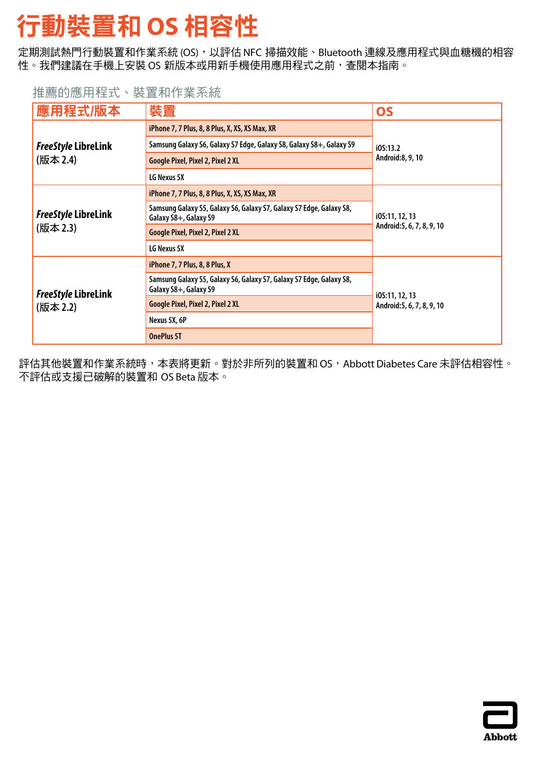# 行動裝置和 OS 相容性

定期測試熱門行動裝置和作業系統 (OS)，以評估 NFC 掃描效能、Bluetooth 連線及應用程式與血糖機的相容性。我們建議在手機上安裝 OS 新版本或用新手機使用應用程式之前，查閱本指南。

推薦的應用程式、裝置和作業系統

| 應用程式/版本 | 裝置 | OS |
|---|---|---|
| *FreeStyle* LibreLink (版本 2.4) | iPhone 7, 7 Plus, 8, 8 Plus, X, XS, XS Max, XR | iOS:13.2 Android:8, 9, 10 |
| | Samsung Galaxy S6, Galaxy S7 Edge, Galaxy S8, Galaxy S8+, Galaxy S9 | |
| | Google Pixel, Pixel 2, Pixel 2 XL | |
| | LG Nexus 5X | |
| *FreeStyle* LibreLink (版本 2.3) | iPhone 7, 7 Plus, 8, 8 Plus, X, XS, XS Max, XR | iOS:11, 12, 13 Android:5, 6, 7, 8, 9, 10 |
| | Samsung Galaxy S5, Galaxy S6, Galaxy S7, Galaxy S7 Edge, Galaxy S8, Galaxy S8+, Galaxy S9 | |
| | Google Pixel, Pixel 2, Pixel 2 XL | |
| | LG Nexus 5X | |
| *FreeStyle* LibreLink (版本 2.2) | iPhone 7, 7 Plus, 8, 8 Plus, X | iOS:11, 12, 13 Android:5, 6, 7, 8, 9, 10 |
| | Samsung Galaxy S5, Galaxy S6, Galaxy S7, Galaxy S7 Edge, Galaxy S8, Galaxy S8+, Galaxy S9 | |
| | Google Pixel, Pixel 2, Pixel 2 XL | |
| | Nexus 5X, 6P | |
| | OnePlus 5T | |

評估其他裝置和作業系統時，本表將更新。對於非所列的裝置和 OS，Abbott Diabetes Care 未評估相容性。不評估或支援已破解的裝置和 OS Beta 版本。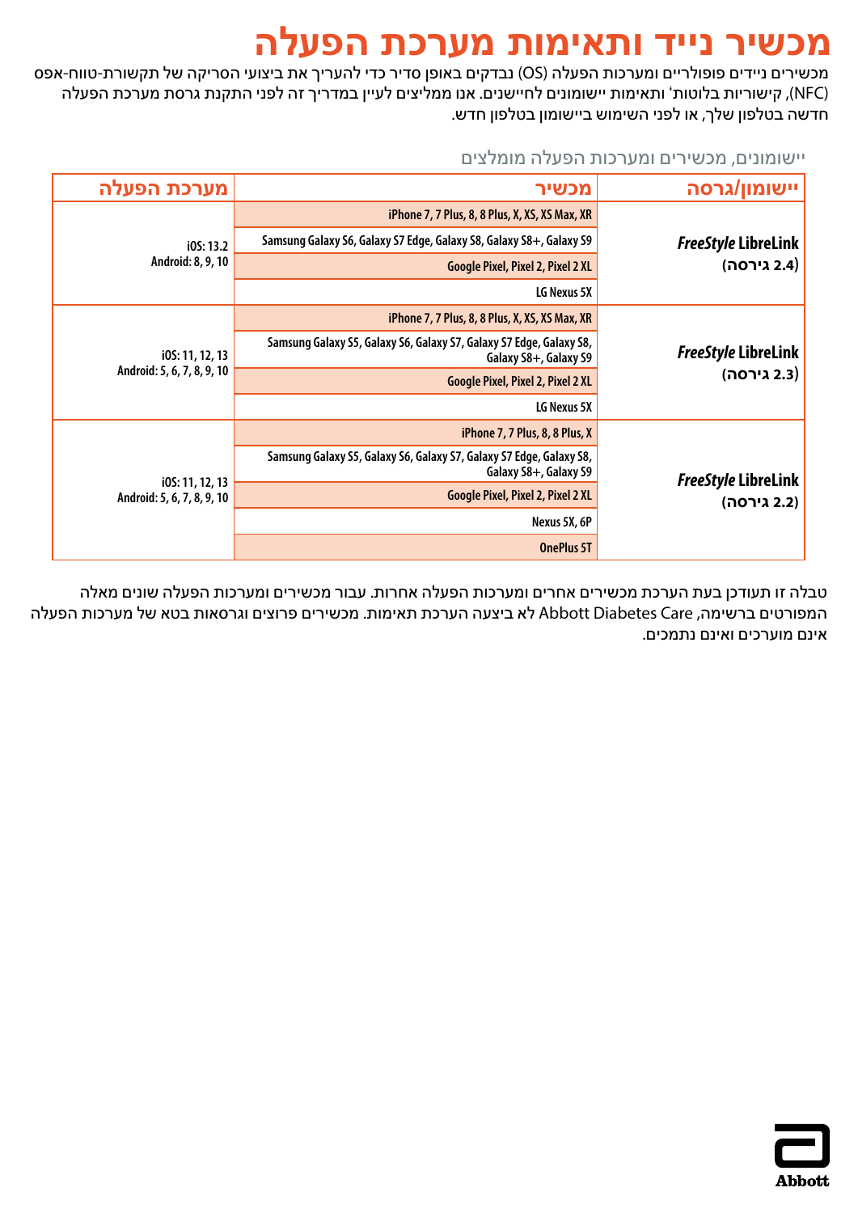# מכשיר נייד ותאימות מערכת הפעלה

מכשירים ניידים פופולריים ומערכות הפעלה (OS) נבדקים באופן סדיר כדי להעריך את ביצועי הסריקה של תקשורת-טווח-אפס (NFC), קישוריות בלוטות' ותאימות יישומונים לחיישנים. אנו ממליצים לעיין במדריך זה לפני התקנת גרסת מערכת הפעלה חדשה בטלפון שלך, או לפני השימוש ביישומון בטלפון חדש.

יישומונים, מכשירים ומערכות הפעלה מומלצים

| יישומון/גרסה | מכשיר | מערכת הפעלה |
|---|---|---|
| *FreeStyle* LibreLink (גירסה 2.4) | iPhone 7, 7 Plus, 8, 8 Plus, X, XS, XS Max, XR | iOS: 13.2<br>Android: 8, 9, 10 |
| | Samsung Galaxy S6, Galaxy S7 Edge, Galaxy S8, Galaxy S8+, Galaxy S9 | |
| | Google Pixel, Pixel 2, Pixel 2 XL | |
| | LG Nexus 5X | |
| *FreeStyle* LibreLink (גירסה 2.3) | iPhone 7, 7 Plus, 8, 8 Plus, X, XS, XS Max, XR | iOS: 11, 12, 13<br>Android: 5, 6, 7, 8, 9, 10 |
| | Samsung Galaxy S5, Galaxy S6, Galaxy S7, Galaxy S7 Edge, Galaxy S8, Galaxy S8+, Galaxy S9 | |
| | Google Pixel, Pixel 2, Pixel 2 XL | |
| | LG Nexus 5X | |
| *FreeStyle* LibreLink (גירסה 2.2) | iPhone 7, 7 Plus, 8, 8 Plus, X | iOS: 11, 12, 13<br>Android: 5, 6, 7, 8, 9, 10 |
| | Samsung Galaxy S5, Galaxy S6, Galaxy S7, Galaxy S7 Edge, Galaxy S8, Galaxy S8+, Galaxy S9 | |
| | Google Pixel, Pixel 2, Pixel 2 XL | |
| | Nexus 5X, 6P | |
| | OnePlus 5T | |

טבלה זו תעודכן בעת הערכת מכשירים אחרים ומערכות הפעלה אחרות. עבור מכשירים ומערכות הפעלה שונים מאלה המפורטים ברשימה, Abbott Diabetes Care לא ביצעה הערכת תאימות. מכשירים פרוצים וגרסאות בטא של מערכות הפעלה אינם מוערכים ואינם נתמכים.

Abbott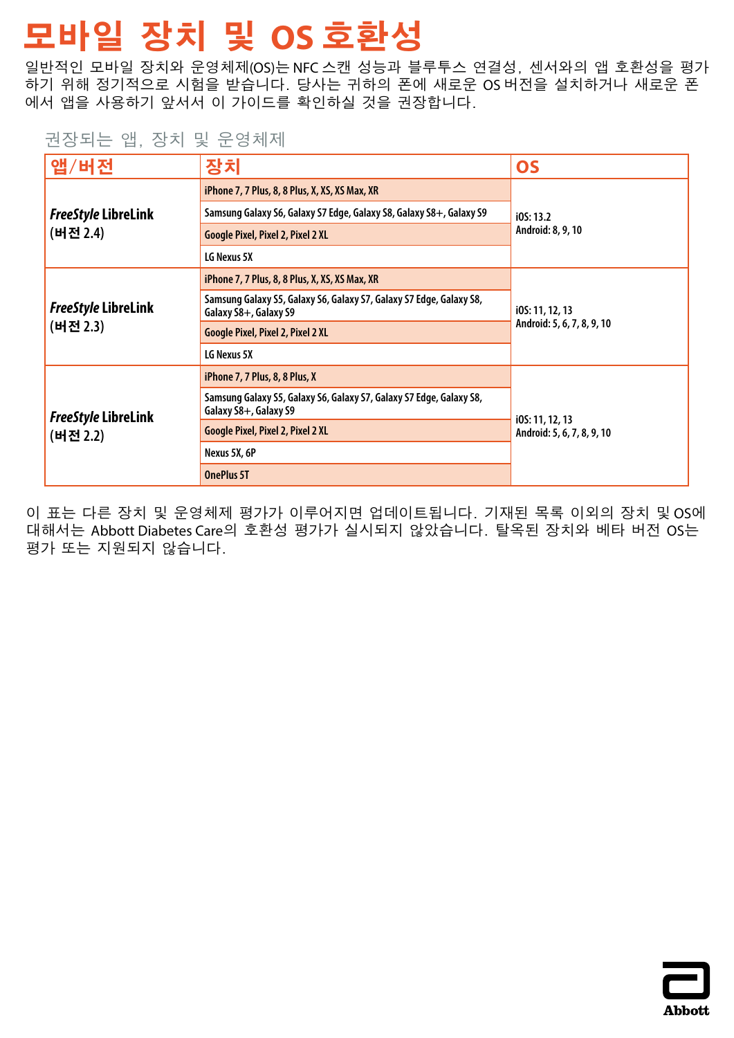# 모바일 장치 및 OS 호환성

일반적인 모바일 장치와 운영체제(OS)는 NFC 스캔 성능과 블루투스 연결성, 센서와의 앱 호환성을 평가하기 위해 정기적으로 시험을 받습니다. 당사는 귀하의 폰에 새로운 OS 버전을 설치하거나 새로운 폰에서 앱을 사용하기 앞서서 이 가이드를 확인하실 것을 권장합니다.

권장되는 앱, 장치 및 운영체제

| 앱/버전 | 장치 | OS |
|---|---|---|
| *FreeStyle* LibreLink (버전 2.4) | iPhone 7, 7 Plus, 8, 8 Plus, X, XS, XS Max, XR | iOS: 13.2<br>Android: 8, 9, 10 |
| | Samsung Galaxy S6, Galaxy S7 Edge, Galaxy S8, Galaxy S8+, Galaxy S9 | |
| | Google Pixel, Pixel 2, Pixel 2 XL | |
| | LG Nexus 5X | |
| *FreeStyle* LibreLink (버전 2.3) | iPhone 7, 7 Plus, 8, 8 Plus, X, XS, XS Max, XR | iOS: 11, 12, 13<br>Android: 5, 6, 7, 8, 9, 10 |
| | Samsung Galaxy S5, Galaxy S6, Galaxy S7, Galaxy S7 Edge, Galaxy S8, Galaxy S8+, Galaxy S9 | |
| | Google Pixel, Pixel 2, Pixel 2 XL | |
| | LG Nexus 5X | |
| *FreeStyle* LibreLink (버전 2.2) | iPhone 7, 7 Plus, 8, 8 Plus, X | iOS: 11, 12, 13<br>Android: 5, 6, 7, 8, 9, 10 |
| | Samsung Galaxy S5, Galaxy S6, Galaxy S7, Galaxy S7 Edge, Galaxy S8, Galaxy S8+, Galaxy S9 | |
| | Google Pixel, Pixel 2, Pixel 2 XL | |
| | Nexus 5X, 6P | |
| | OnePlus 5T | |

이 표는 다른 장치 및 운영체제 평가가 이루어지면 업데이트됩니다. 기재된 목록 이외의 장치 및 OS에 대해서는 Abbott Diabetes Care의 호환성 평가가 실시되지 않았습니다. 탈옥된 장치와 베타 버전 OS는 평가 또는 지원되지 않습니다.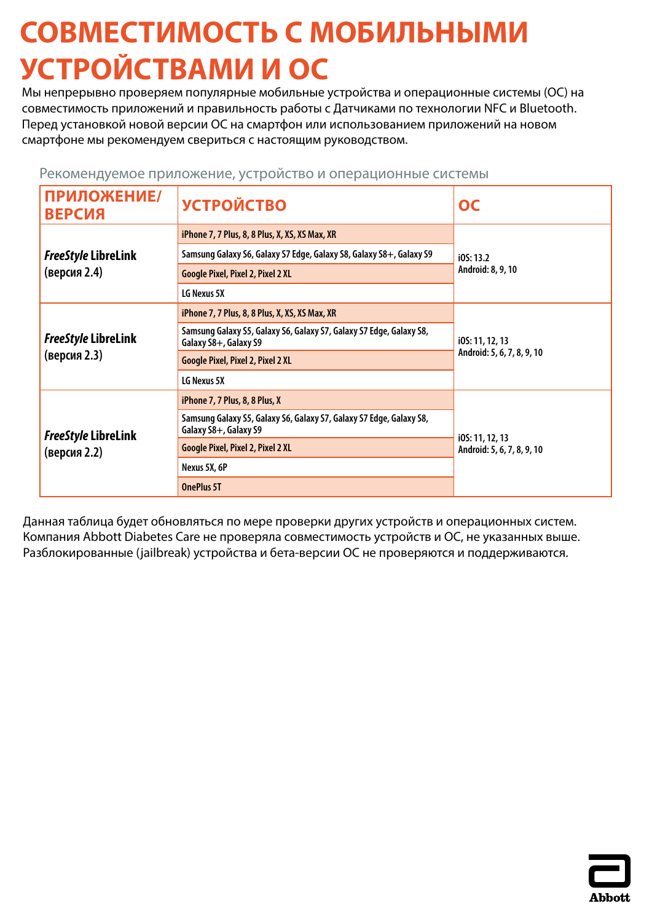# СОВМЕСТИМОСТЬ С МОБИЛЬНЫМИ УСТРОЙСТВАМИ И ОС

Мы непрерывно проверяем популярные мобильные устройства и операционные системы (ОС) на совместимость приложений и правильность работы с Датчиками по технологии NFC и Bluetooth. Перед установкой новой версии ОС на смартфон или использованием приложений на новом смартфоне мы рекомендуем свериться с настоящим руководством.

Рекомендуемое приложение, устройство и операционные системы

| ПРИЛОЖЕНИЕ/ ВЕРСИЯ | УСТРОЙСТВО | ОС |
|---|---|---|
| *FreeStyle* LibreLink (версия 2.4) | iPhone 7, 7 Plus, 8, 8 Plus, X, XS, XS Max, XR | iOS: 13.2<br>Android: 8, 9, 10 |
| | Samsung Galaxy S6, Galaxy S7 Edge, Galaxy S8, Galaxy S8+, Galaxy S9 | |
| | Google Pixel, Pixel 2, Pixel 2 XL | |
| | LG Nexus 5X | |
| *FreeStyle* LibreLink (версия 2.3) | iPhone 7, 7 Plus, 8, 8 Plus, X, XS, XS Max, XR | iOS: 11, 12, 13<br>Android: 5, 6, 7, 8, 9, 10 |
| | Samsung Galaxy S5, Galaxy S6, Galaxy S7, Galaxy S7 Edge, Galaxy S8, Galaxy S8+, Galaxy S9 | |
| | Google Pixel, Pixel 2, Pixel 2 XL | |
| | LG Nexus 5X | |
| *FreeStyle* LibreLink (версия 2.2) | iPhone 7, 7 Plus, 8, 8 Plus, X | iOS: 11, 12, 13<br>Android: 5, 6, 7, 8, 9, 10 |
| | Samsung Galaxy S5, Galaxy S6, Galaxy S7, Galaxy S7 Edge, Galaxy S8, Galaxy S8+, Galaxy S9 | |
| | Google Pixel, Pixel 2, Pixel 2 XL | |
| | Nexus 5X, 6P | |
| | OnePlus 5T | |

Данная таблица будет обновляться по мере проверки других устройств и операционных систем. Компания Abbott Diabetes Care не проверяла совместимость устройств и ОС, не указанных выше. Разблокированные (jailbreak) устройства и бета-версии ОС не проверяются и не поддерживаются.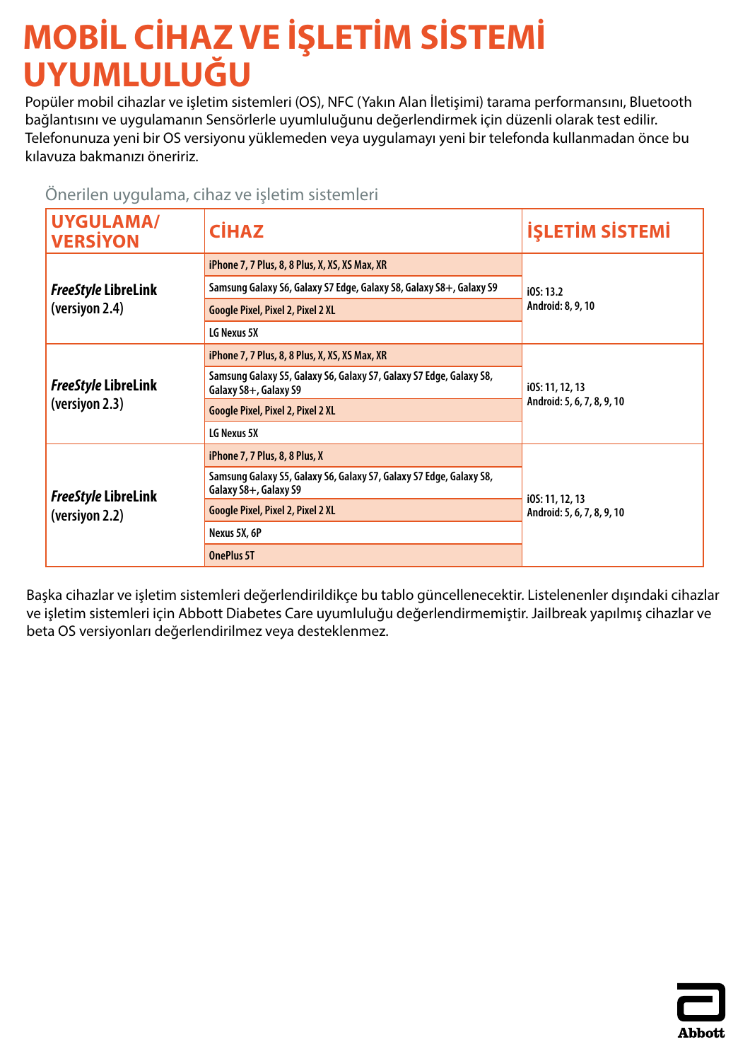# MOBİL CİHAZ VE İŞLETİM SİSTEMİ UYUMLULUĞU

Popüler mobil cihazlar ve işletim sistemleri (OS), NFC (Yakın Alan İletişimi) tarama performansını, Bluetooth bağlantısını ve uygulamanın Sensörlerle uyumluluğunu değerlendirmek için düzenli olarak test edilir. Telefonunuza yeni bir OS versiyonu yüklemeden veya uygulamayı yeni bir telefonda kullanmadan önce bu kılavuza bakmanızı öneririz.

Önerilen uygulama, cihaz ve işletim sistemleri

| UYGULAMA/ VERSİYON | CİHAZ | İŞLETİM SİSTEMİ |
|---|---|---|
| *FreeStyle* LibreLink (versiyon 2.4) | iPhone 7, 7 Plus, 8, 8 Plus, X, XS, XS Max, XR | iOS: 13.2<br>Android: 8, 9, 10 |
| | Samsung Galaxy S6, Galaxy S7 Edge, Galaxy S8, Galaxy S8+, Galaxy S9 | |
| | Google Pixel, Pixel 2, Pixel 2 XL | |
| | LG Nexus 5X | |
| *FreeStyle* LibreLink (versiyon 2.3) | iPhone 7, 7 Plus, 8, 8 Plus, X, XS, XS Max, XR | iOS: 11, 12, 13<br>Android: 5, 6, 7, 8, 9, 10 |
| | Samsung Galaxy S5, Galaxy S6, Galaxy S7, Galaxy S7 Edge, Galaxy S8, Galaxy S8+, Galaxy S9 | |
| | Google Pixel, Pixel 2, Pixel 2 XL | |
| | LG Nexus 5X | |
| *FreeStyle* LibreLink (versiyon 2.2) | iPhone 7, 7 Plus, 8, 8 Plus, X | iOS: 11, 12, 13<br>Android: 5, 6, 7, 8, 9, 10 |
| | Samsung Galaxy S5, Galaxy S6, Galaxy S7, Galaxy S7 Edge, Galaxy S8, Galaxy S8+, Galaxy S9 | |
| | Google Pixel, Pixel 2, Pixel 2 XL | |
| | Nexus 5X, 6P | |
| | OnePlus 5T | |

Başka cihazlar ve işletim sistemleri değerlendirildikçe bu tablo güncellenecektir. Listelenenler dışındaki cihazlar ve işletim sistemleri için Abbott Diabetes Care uyumluluğu değerlendirmemiştir. Jailbreak yapılmış cihazlar ve beta OS versiyonları değerlendirilmez veya desteklenmez.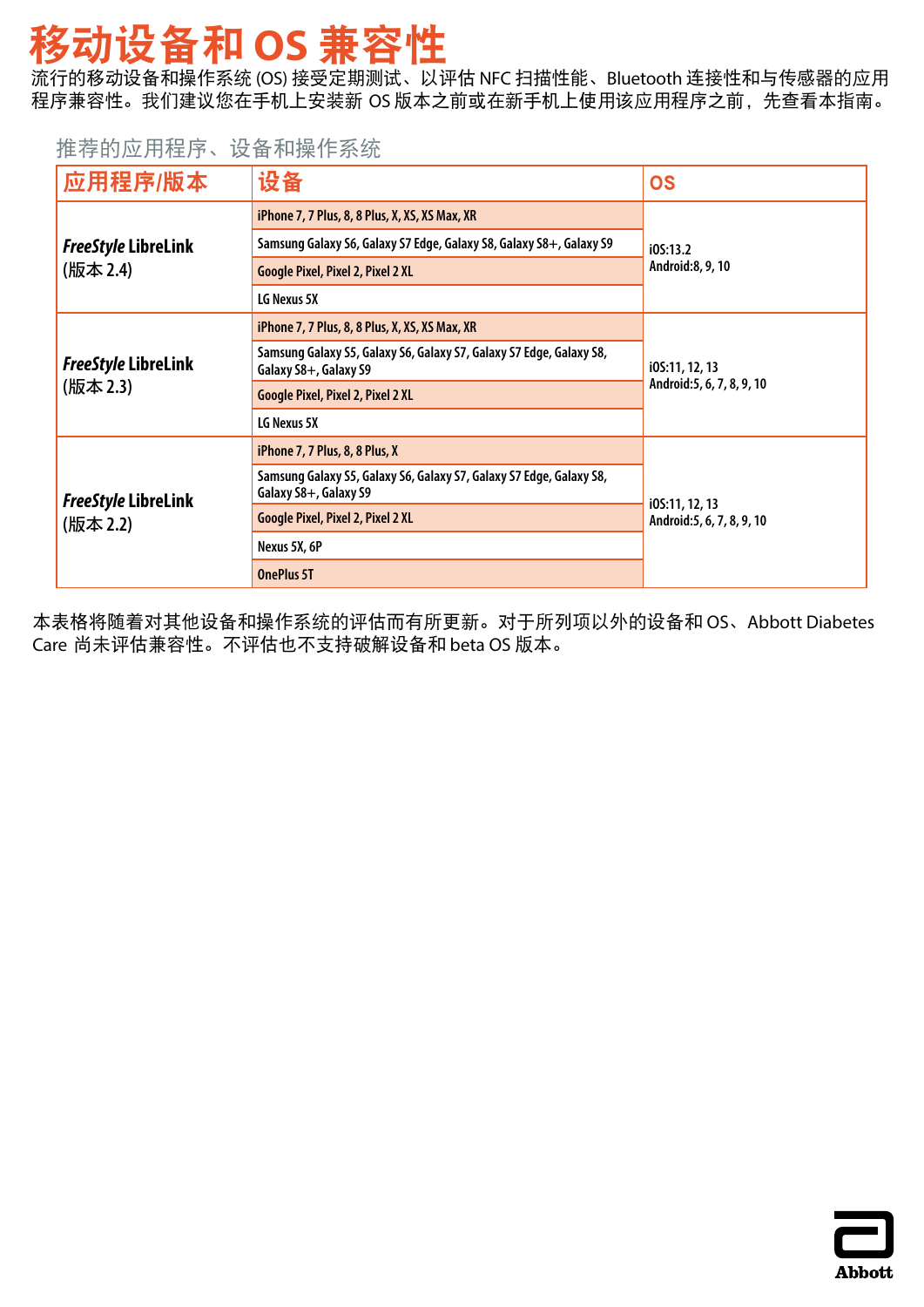# 移动设备和 OS 兼容性

流行的移动设备和操作系统 (OS) 接受定期测试、以评估 NFC 扫描性能、Bluetooth 连接性和与传感器的应用程序兼容性。我们建议您在手机上安装新 OS 版本之前或在新手机上使用该应用程序之前，先查看本指南。

推荐的应用程序、设备和操作系统

| 应用程序/版本 | 设备 | OS |
|---|---|---|
| *FreeStyle* LibreLink (版本 2.4) | iPhone 7, 7 Plus, 8, 8 Plus, X, XS, XS Max, XR | iOS:13.2<br>Android:8, 9, 10 |
| | Samsung Galaxy S6, Galaxy S7 Edge, Galaxy S8, Galaxy S8+, Galaxy S9 | |
| | Google Pixel, Pixel 2, Pixel 2 XL | |
| | LG Nexus 5X | |
| *FreeStyle* LibreLink (版本 2.3) | iPhone 7, 7 Plus, 8, 8 Plus, X, XS, XS Max, XR | iOS:11, 12, 13<br>Android:5, 6, 7, 8, 9, 10 |
| | Samsung Galaxy S5, Galaxy S6, Galaxy S7, Galaxy S7 Edge, Galaxy S8, Galaxy S8+, Galaxy S9 | |
| | Google Pixel, Pixel 2, Pixel 2 XL | |
| | LG Nexus 5X | |
| *FreeStyle* LibreLink (版本 2.2) | iPhone 7, 7 Plus, 8, 8 Plus, X | iOS:11, 12, 13<br>Android:5, 6, 7, 8, 9, 10 |
| | Samsung Galaxy S5, Galaxy S6, Galaxy S7, Galaxy S7 Edge, Galaxy S8, Galaxy S8+, Galaxy S9 | |
| | Google Pixel, Pixel 2, Pixel 2 XL | |
| | Nexus 5X, 6P | |
| | OnePlus 5T | |

本表格将随着对其他设备和操作系统的评估而有所更新。对于所列项以外的设备和 OS、Abbott Diabetes Care 尚未评估兼容性。不评估也不支持破解设备和 beta OS 版本。

Abbott